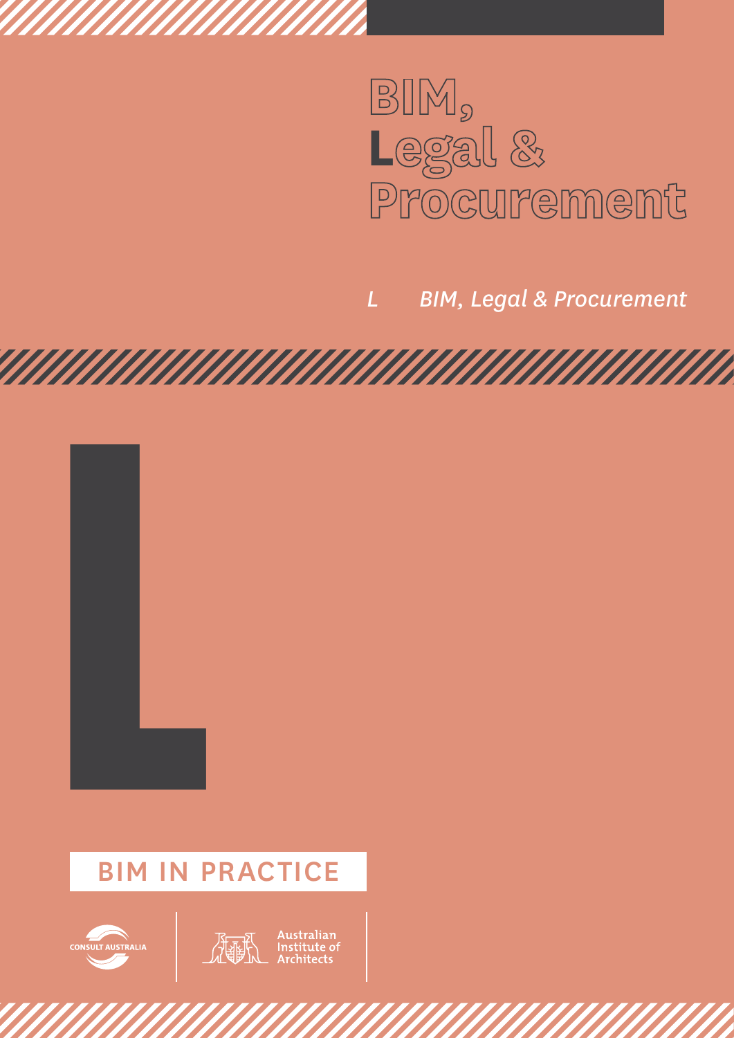# BIM, Legal & Procurement

*L BIM, Legal & Procurement*

L

BIM IN PRACTICE

CONSULT AUSTRALIA

Australian Institute of Architects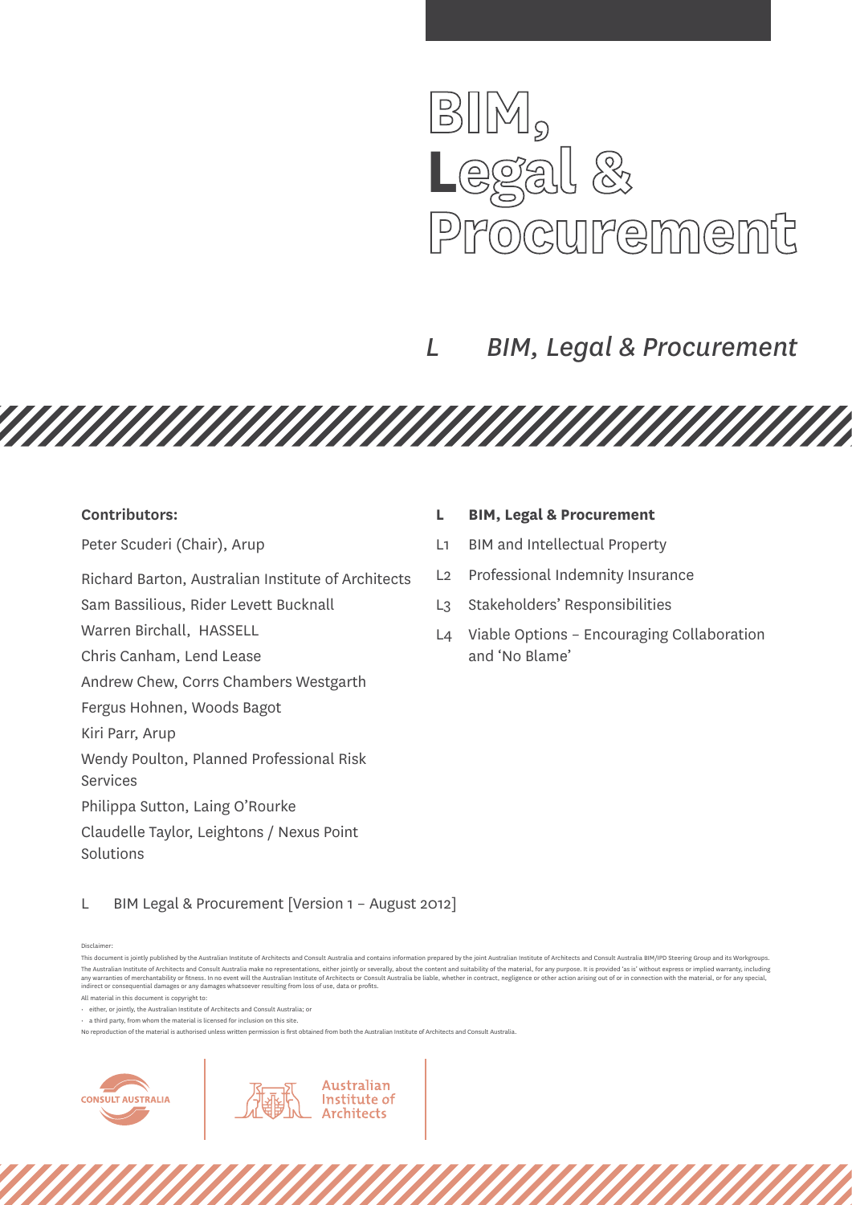# BIM, Legal & Procurement

*L BIM, Legal & Procurement*

**Contributors:**

Peter Scuderi (Chair), Arup

Richard Barton, Australian Institute of Architects

Sam Bassilious, Rider Levett Bucknall

Warren Birchall, HASSELL

Chris Canham, Lend Lease

Andrew Chew, Corrs Chambers Westgarth

Fergus Hohnen, Woods Bagot

Kiri Parr, Arup

Wendy Poulton, Planned Professional Risk Services

Philippa Sutton, Laing O'Rourke

Claudelle Taylor, Leightons / Nexus Point Solutions

**L BIM, Legal & Procurement**

L1 BIM and Intellectual Property

L2 Professional Indemnity Insurance

L3 Stakeholders' Responsibilities

L4 Viable Options – Encouraging Collaboration and 'No Blame'

L BIM Legal & Procurement [Version 1 – August 2012]

Disclaimer:

This document is jointly published by the Australian Institute of Architects and Consult Australia and contains information prepared by the joint Australian Institute of Architects and Consult Australia BIM/IPD Steering Group and its Workgroups. The Australian Institute of Architects and Consult Australia make no representations, either jointly or severally, about the content and suitability of the material, for any purpose. It is provided 'as is' without express or implied warranty, including any warranties of merchantability or fitness. In no event will the Australian Institute of Architects or Consult Australia be liable, whether in contract, negligence or other action arising out of or in connection with the material, or for any special, indirect or consequential damages or any damages whatsoever resulting from loss of use, data or profits.

All material in this document is copyright to:

- either, or jointly, the Australian Institute of Architects and Consult Australia; or
- a third party, from whom the material is licensed for inclusion on this site.

No reproduction of the material is authorised unless written permission is first obtained from both the Australian Institute of Architects and Consult Australia.

CONSULT AUSTRALIA

Australian Institute of Architects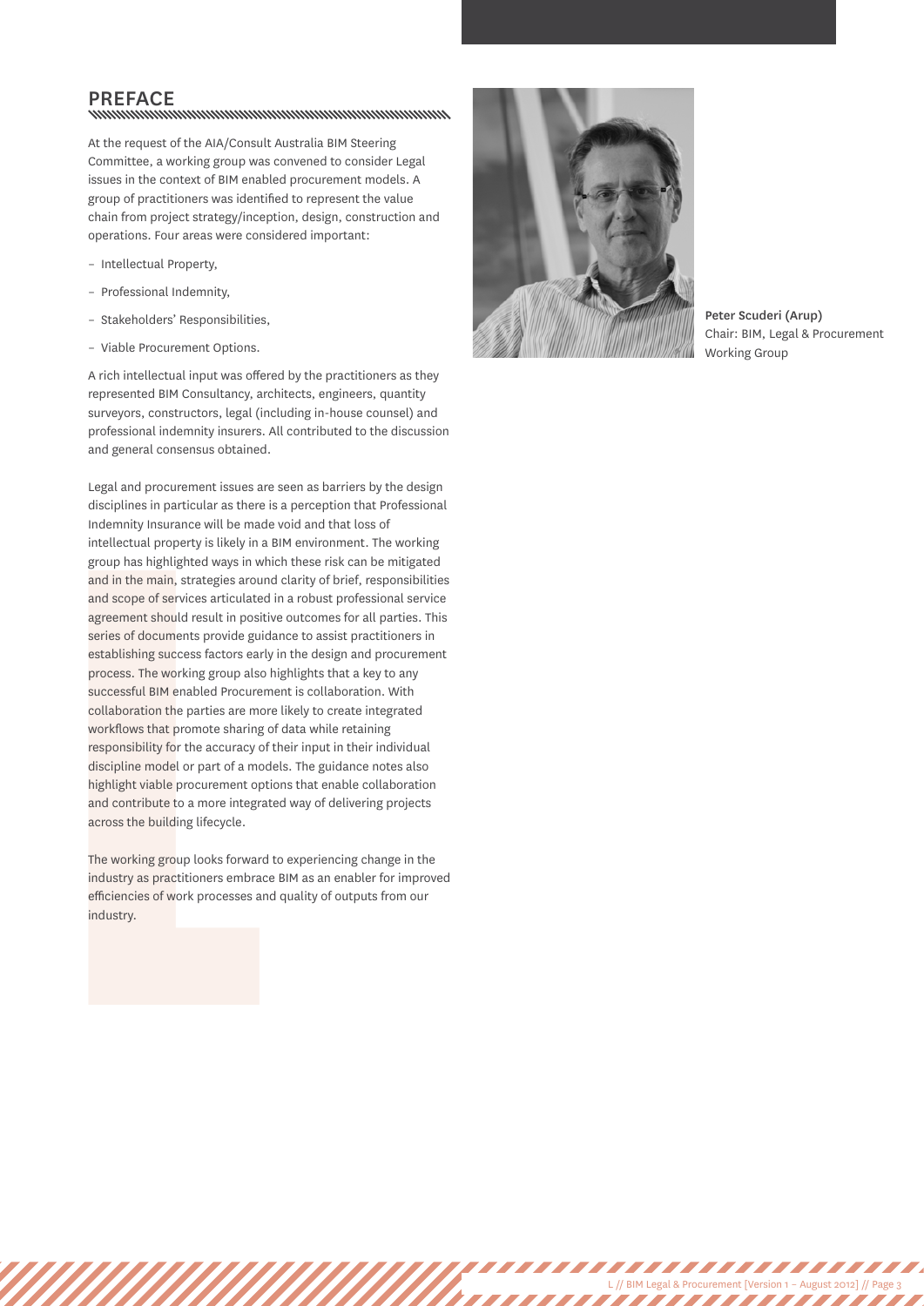# PREFACE

At the request of the AIA/Consult Australia BIM Steering Committee, a working group was convened to consider Legal issues in the context of BIM enabled procurement models. A group of practitioners was identified to represent the value chain from project strategy/inception, design, construction and operations. Four areas were considered important:

- Intellectual Property,
- Professional Indemnity,
- Stakeholders' Responsibilities,
- Viable Procurement Options.

A rich intellectual input was offered by the practitioners as they represented BIM Consultancy, architects, engineers, quantity surveyors, constructors, legal (including in-house counsel) and professional indemnity insurers. All contributed to the discussion and general consensus obtained.

Legal and procurement issues are seen as barriers by the design disciplines in particular as there is a perception that Professional Indemnity Insurance will be made void and that loss of intellectual property is likely in a BIM environment. The working group has highlighted ways in which these risk can be mitigated and in the main, strategies around clarity of brief, responsibilities and scope of services articulated in a robust professional service agreement should result in positive outcomes for all parties. This series of documents provide guidance to assist practitioners in establishing success factors early in the design and procurement process. The working group also highlights that a key to any successful BIM enabled Procurement is collaboration. With collaboration the parties are more likely to create integrated workflows that promote sharing of data while retaining responsibility for the accuracy of their input in their individual discipline model or part of a models. The guidance notes also highlight viable procurement options that enable collaboration and contribute to a more integrated way of delivering projects across the building lifecycle.

The working group looks forward to experiencing change in the industry as practitioners embrace BIM as an enabler for improved efficiencies of work processes and quality of outputs from our industry.

**Peter Scuderi (Arup)**
Chair: BIM, Legal & Procurement Working Group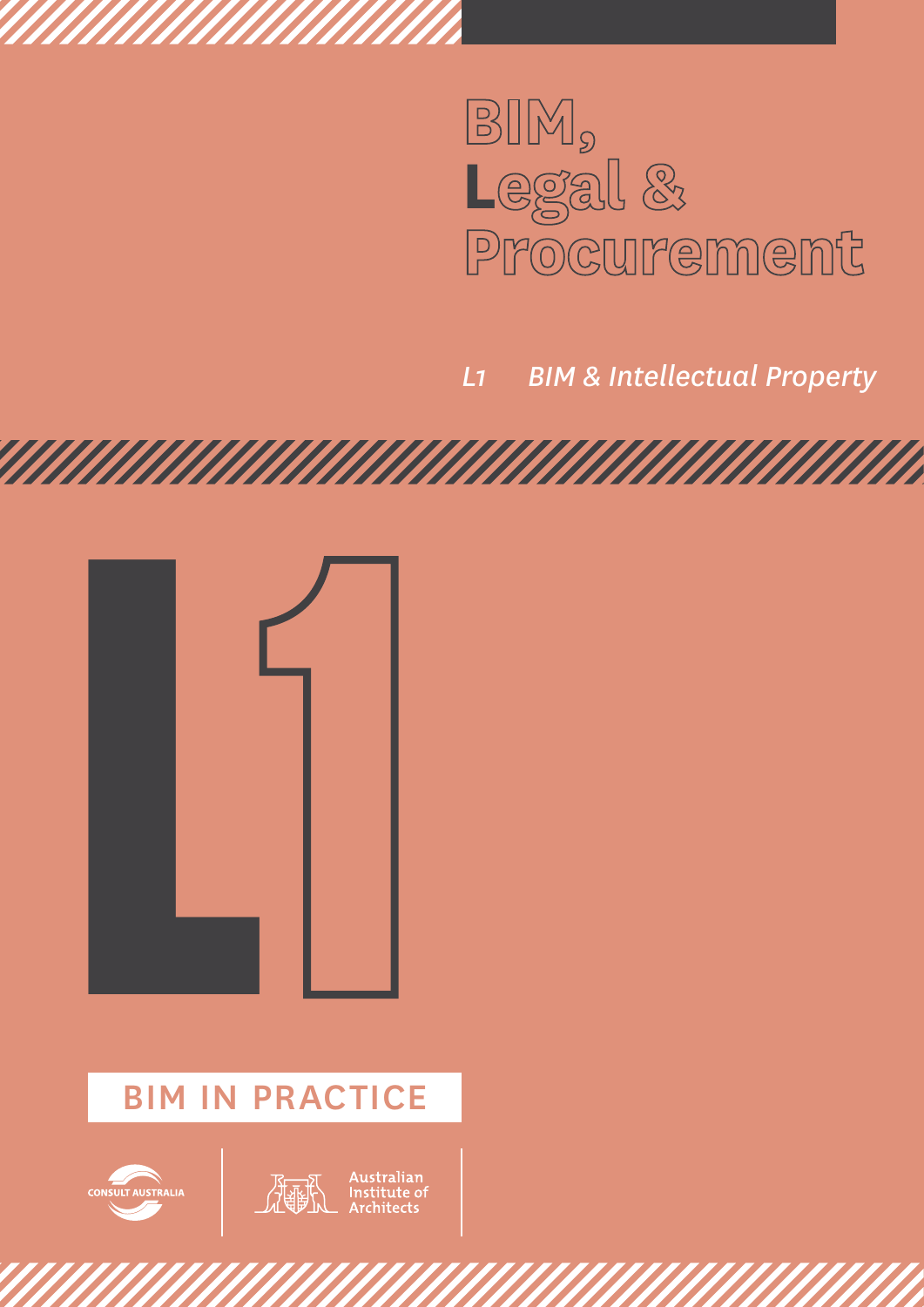# BIM, Legal & Procurement

*L1 BIM & Intellectual Property*

L1

BIM IN PRACTICE

CONSULT AUSTRALIA

Australian Institute of Architects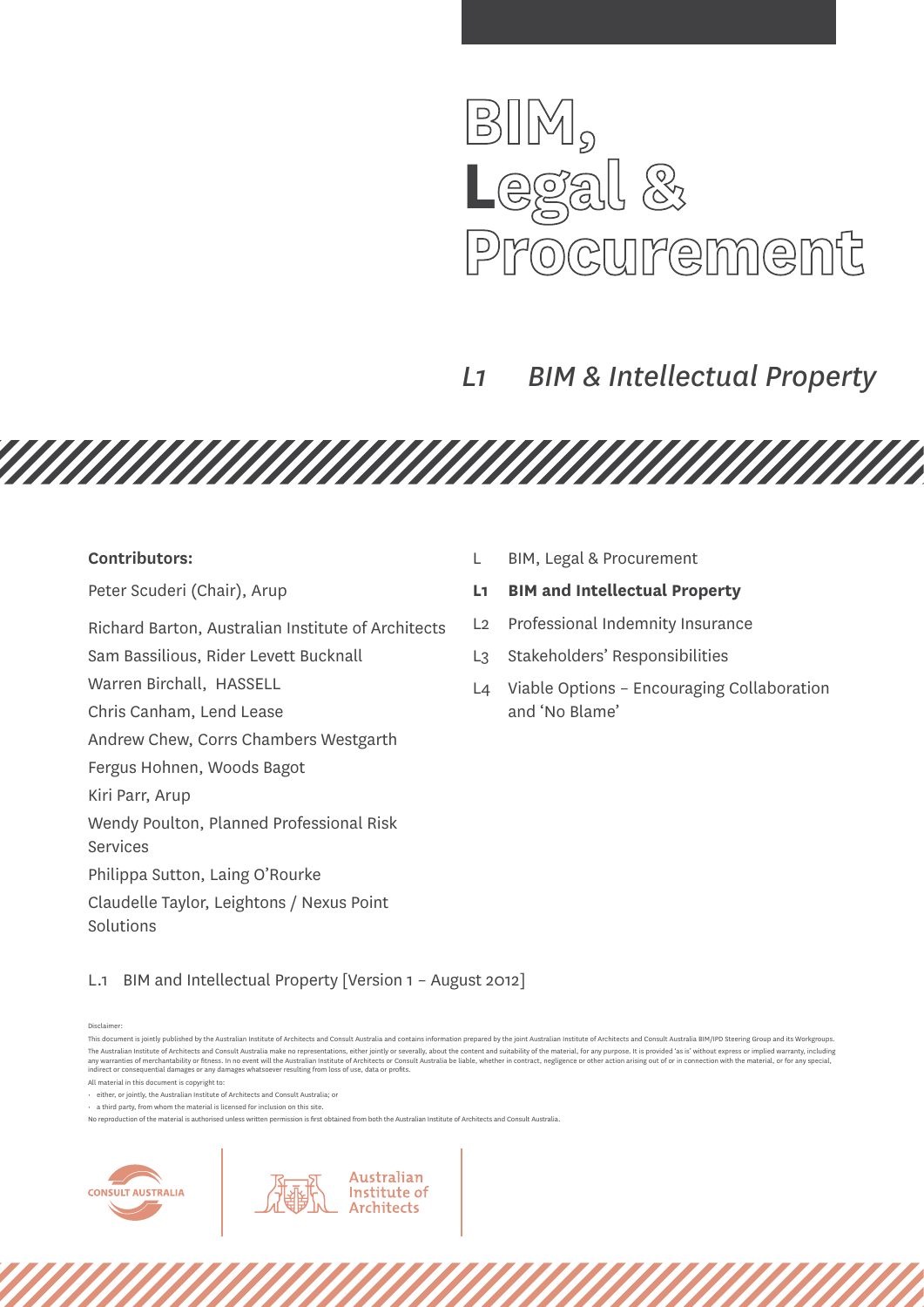# BIM, Legal & Procurement

## *L1 BIM & Intellectual Property*

**Contributors:**

Peter Scuderi (Chair), Arup

Richard Barton, Australian Institute of Architects

Sam Bassilious, Rider Levett Bucknall

Warren Birchall, HASSELL

Chris Canham, Lend Lease

Andrew Chew, Corrs Chambers Westgarth

Fergus Hohnen, Woods Bagot

Kiri Parr, Arup

Wendy Poulton, Planned Professional Risk Services

Philippa Sutton, Laing O'Rourke

Claudelle Taylor, Leightons / Nexus Point Solutions

- L BIM, Legal & Procurement
- **L1 BIM and Intellectual Property**
- L2 Professional Indemnity Insurance
- L3 Stakeholders' Responsibilities
- L4 Viable Options – Encouraging Collaboration and 'No Blame'

L.1 BIM and Intellectual Property [Version 1 – August 2012]

Disclaimer:

This document is jointly published by the Australian Institute of Architects and Consult Australia and contains information prepared by the joint Australian Institute of Architects and Consult Australia BIM/IPD Steering Group and its Workgroups. The Australian Institute of Architects and Consult Australia make no representations, either jointly or severally, about the content and suitability of the material, for any purpose. It is provided 'as is' without express or implied warranty, including any warranties of merchantability or fitness. In no event will the Australian Institute of Architects or Consult Australia be liable, whether in contract, negligence or other action arising out of or in connection with the material, or for any special, indirect or consequential damages or any damages whatsoever resulting from loss of use, data or profits.

All material in this document is copyright to:

- either, or jointly, the Australian Institute of Architects and Consult Australia; or
- a third party, from whom the material is licensed for inclusion on this site.

No reproduction of the material is authorised unless written permission is first obtained from both the Australian Institute of Architects and Consult Australia.

CONSULT AUSTRALIA

Australian Institute of Architects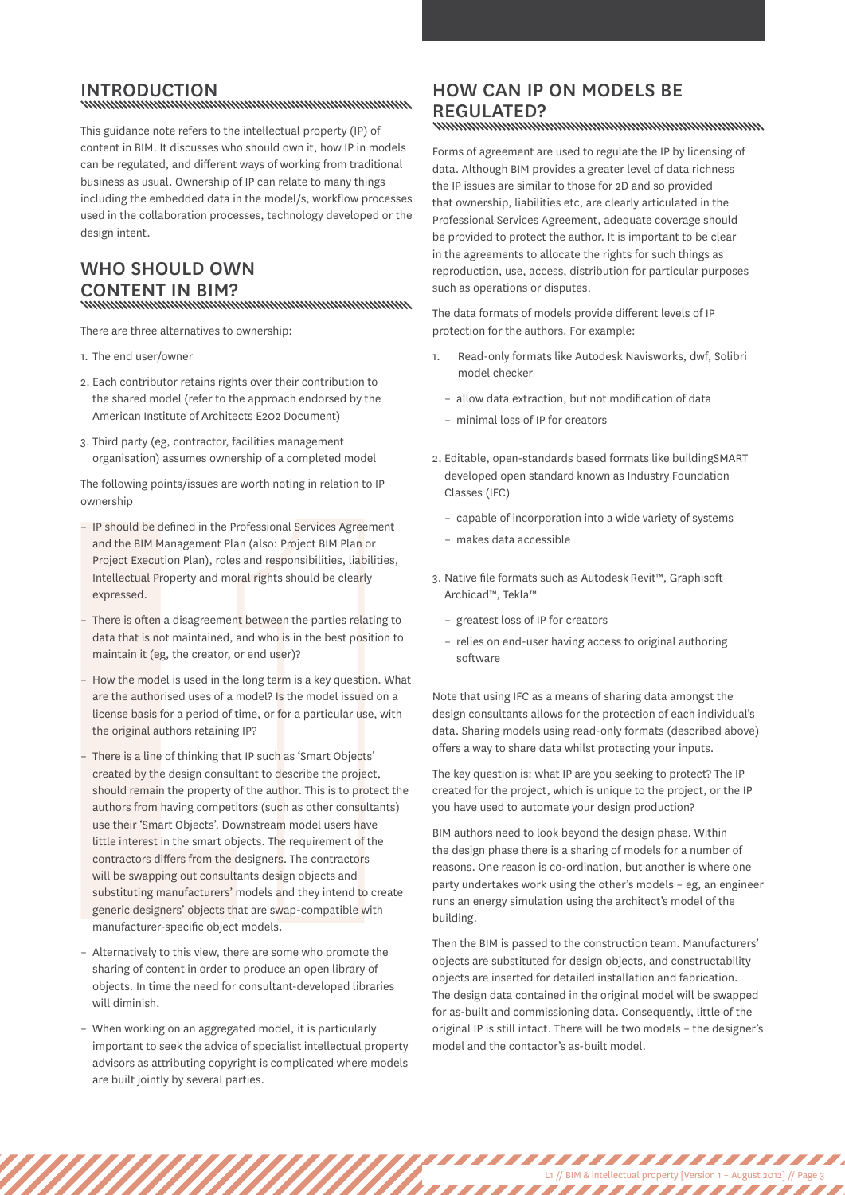## INTRODUCTION

This guidance note refers to the intellectual property (IP) of content in BIM. It discusses who should own it, how IP in models can be regulated, and different ways of working from traditional business as usual. Ownership of IP can relate to many things including the embedded data in the model/s, workflow processes used in the collaboration processes, technology developed or the design intent.

## WHO SHOULD OWN CONTENT IN BIM?

There are three alternatives to ownership:

1. The end user/owner
2. Each contributor retains rights over their contribution to the shared model (refer to the approach endorsed by the American Institute of Architects E202 Document)
3. Third party (eg, contractor, facilities management organisation) assumes ownership of a completed model

The following points/issues are worth noting in relation to IP ownership

- IP should be defined in the Professional Services Agreement and the BIM Management Plan (also: Project BIM Plan or Project Execution Plan), roles and responsibilities, liabilities, Intellectual Property and moral rights should be clearly expressed.
- There is often a disagreement between the parties relating to data that is not maintained, and who is in the best position to maintain it (eg, the creator, or end user)?
- How the model is used in the long term is a key question. What are the authorised uses of a model? Is the model issued on a license basis for a period of time, or for a particular use, with the original authors retaining IP?
- There is a line of thinking that IP such as 'Smart Objects' created by the design consultant to describe the project, should remain the property of the author. This is to protect the authors from having competitors (such as other consultants) use their 'Smart Objects'. Downstream model users have little interest in the smart objects. The requirement of the contractors differs from the designers. The contractors will be swapping out consultants design objects and substituting manufacturers' models and they intend to create generic designers' objects that are swap-compatible with manufacturer-specific object models.
- Alternatively to this view, there are some who promote the sharing of content in order to produce an open library of objects. In time the need for consultant-developed libraries will diminish.
- When working on an aggregated model, it is particularly important to seek the advice of specialist intellectual property advisors as attributing copyright is complicated where models are built jointly by several parties.

## HOW CAN IP ON MODELS BE REGULATED?

Forms of agreement are used to regulate the IP by licensing of data. Although BIM provides a greater level of data richness the IP issues are similar to those for 2D and so provided that ownership, liabilities etc, are clearly articulated in the Professional Services Agreement, adequate coverage should be provided to protect the author. It is important to be clear in the agreements to allocate the rights for such things as reproduction, use, access, distribution for particular purposes such as operations or disputes.

The data formats of models provide different levels of IP protection for the authors. For example:

1. Read-only formats like Autodesk Navisworks, dwf, Solibri model checker
   - allow data extraction, but not modification of data
   - minimal loss of IP for creators
2. Editable, open-standards based formats like buildingSMART developed open standard known as Industry Foundation Classes (IFC)
   - capable of incorporation into a wide variety of systems
   - makes data accessible
3. Native file formats such as Autodesk Revit™, Graphisoft Archicad™, Tekla™
   - greatest loss of IP for creators
   - relies on end-user having access to original authoring software

Note that using IFC as a means of sharing data amongst the design consultants allows for the protection of each individual's data. Sharing models using read-only formats (described above) offers a way to share data whilst protecting your inputs.

The key question is: what IP are you seeking to protect? The IP created for the project, which is unique to the project, or the IP you have used to automate your design production?

BIM authors need to look beyond the design phase. Within the design phase there is a sharing of models for a number of reasons. One reason is co-ordination, but another is where one party undertakes work using the other's models – eg, an engineer runs an energy simulation using the architect's model of the building.

Then the BIM is passed to the construction team. Manufacturers' objects are substituted for design objects, and constructability objects are inserted for detailed installation and fabrication. The design data contained in the original model will be swapped for as-built and commissioning data. Consequently, little of the original IP is still intact. There will be two models – the designer's model and the contactor's as-built model.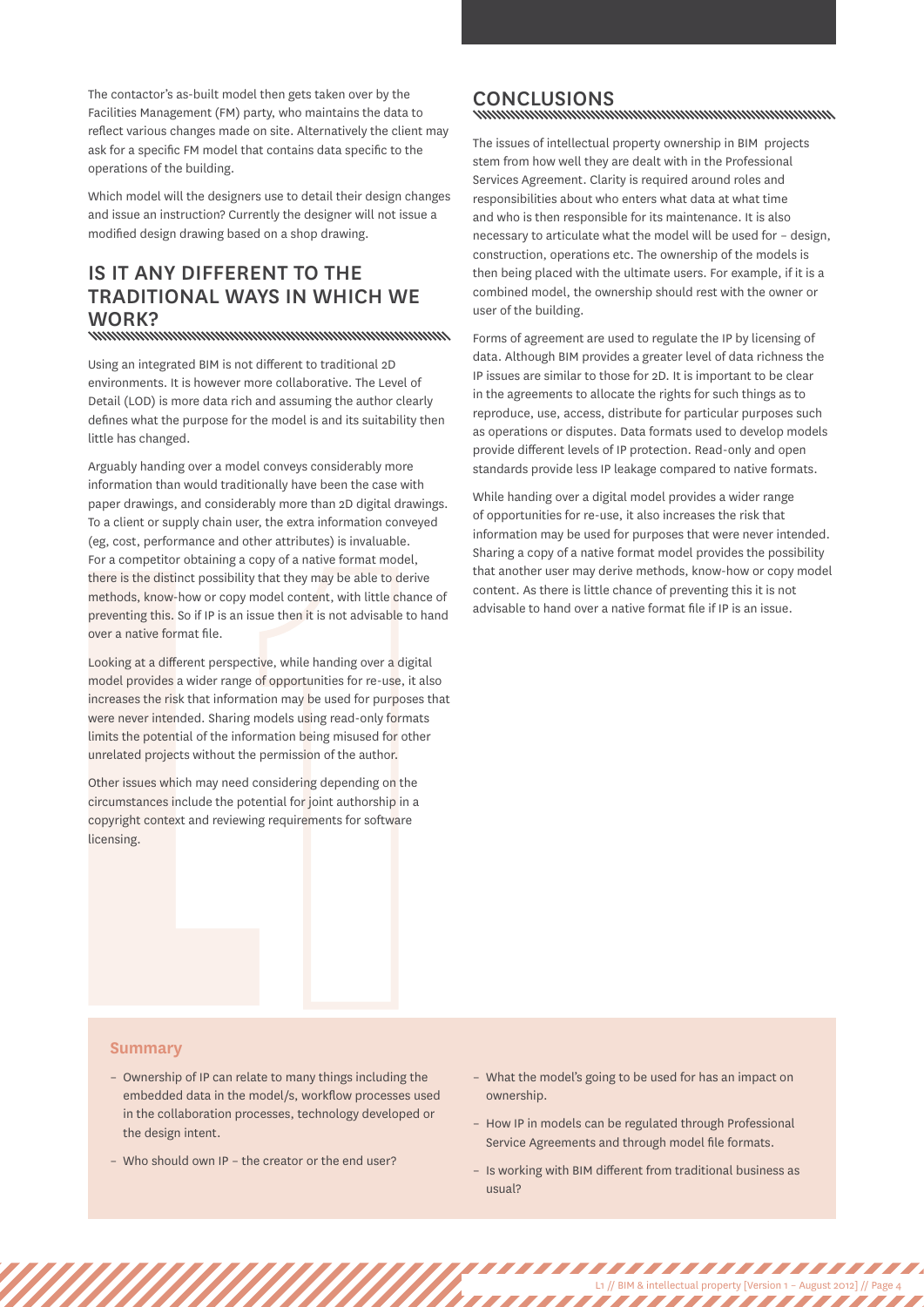The contactor's as-built model then gets taken over by the Facilities Management (FM) party, who maintains the data to reflect various changes made on site. Alternatively the client may ask for a specific FM model that contains data specific to the operations of the building.

Which model will the designers use to detail their design changes and issue an instruction? Currently the designer will not issue a modified design drawing based on a shop drawing.

## IS IT ANY DIFFERENT TO THE TRADITIONAL WAYS IN WHICH WE WORK?

Using an integrated BIM is not different to traditional 2D environments. It is however more collaborative. The Level of Detail (LOD) is more data rich and assuming the author clearly defines what the purpose for the model is and its suitability then little has changed.

Arguably handing over a model conveys considerably more information than would traditionally have been the case with paper drawings, and considerably more than 2D digital drawings. To a client or supply chain user, the extra information conveyed (eg, cost, performance and other attributes) is invaluable. For a competitor obtaining a copy of a native format model, there is the distinct possibility that they may be able to derive methods, know-how or copy model content, with little chance of preventing this. So if IP is an issue then it is not advisable to hand over a native format file.

Looking at a different perspective, while handing over a digital model provides a wider range of opportunities for re-use, it also increases the risk that information may be used for purposes that were never intended. Sharing models using read-only formats limits the potential of the information being misused for other unrelated projects without the permission of the author.

Other issues which may need considering depending on the circumstances include the potential for joint authorship in a copyright context and reviewing requirements for software licensing.

## CONCLUSIONS

The issues of intellectual property ownership in BIM projects stem from how well they are dealt with in the Professional Services Agreement. Clarity is required around roles and responsibilities about who enters what data at what time and who is then responsible for its maintenance. It is also necessary to articulate what the model will be used for – design, construction, operations etc. The ownership of the models is then being placed with the ultimate users. For example, if it is a combined model, the ownership should rest with the owner or user of the building.

Forms of agreement are used to regulate the IP by licensing of data. Although BIM provides a greater level of data richness the IP issues are similar to those for 2D. It is important to be clear in the agreements to allocate the rights for such things as to reproduce, use, access, distribute for particular purposes such as operations or disputes. Data formats used to develop models provide different levels of IP protection. Read-only and open standards provide less IP leakage compared to native formats.

While handing over a digital model provides a wider range of opportunities for re-use, it also increases the risk that information may be used for purposes that were never intended. Sharing a copy of a native format model provides the possibility that another user may derive methods, know-how or copy model content. As there is little chance of preventing this it is not advisable to hand over a native format file if IP is an issue.

### Summary

- Ownership of IP can relate to many things including the embedded data in the model/s, workflow processes used in the collaboration processes, technology developed or the design intent.
- Who should own IP – the creator or the end user?
- What the model's going to be used for has an impact on ownership.
- How IP in models can be regulated through Professional Service Agreements and through model file formats.
- Is working with BIM different from traditional business as usual?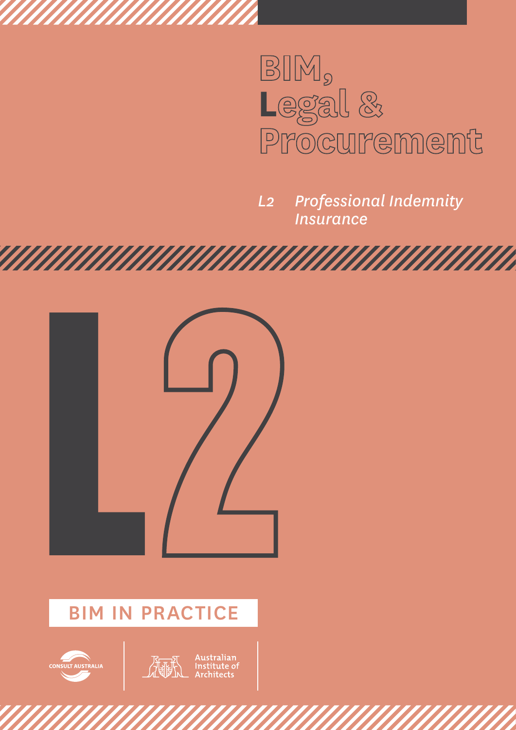# BIM, Legal & Procurement

*L2 Professional Indemnity Insurance*

L2

BIM IN PRACTICE

CONSULT AUSTRALIA

Australian Institute of Architects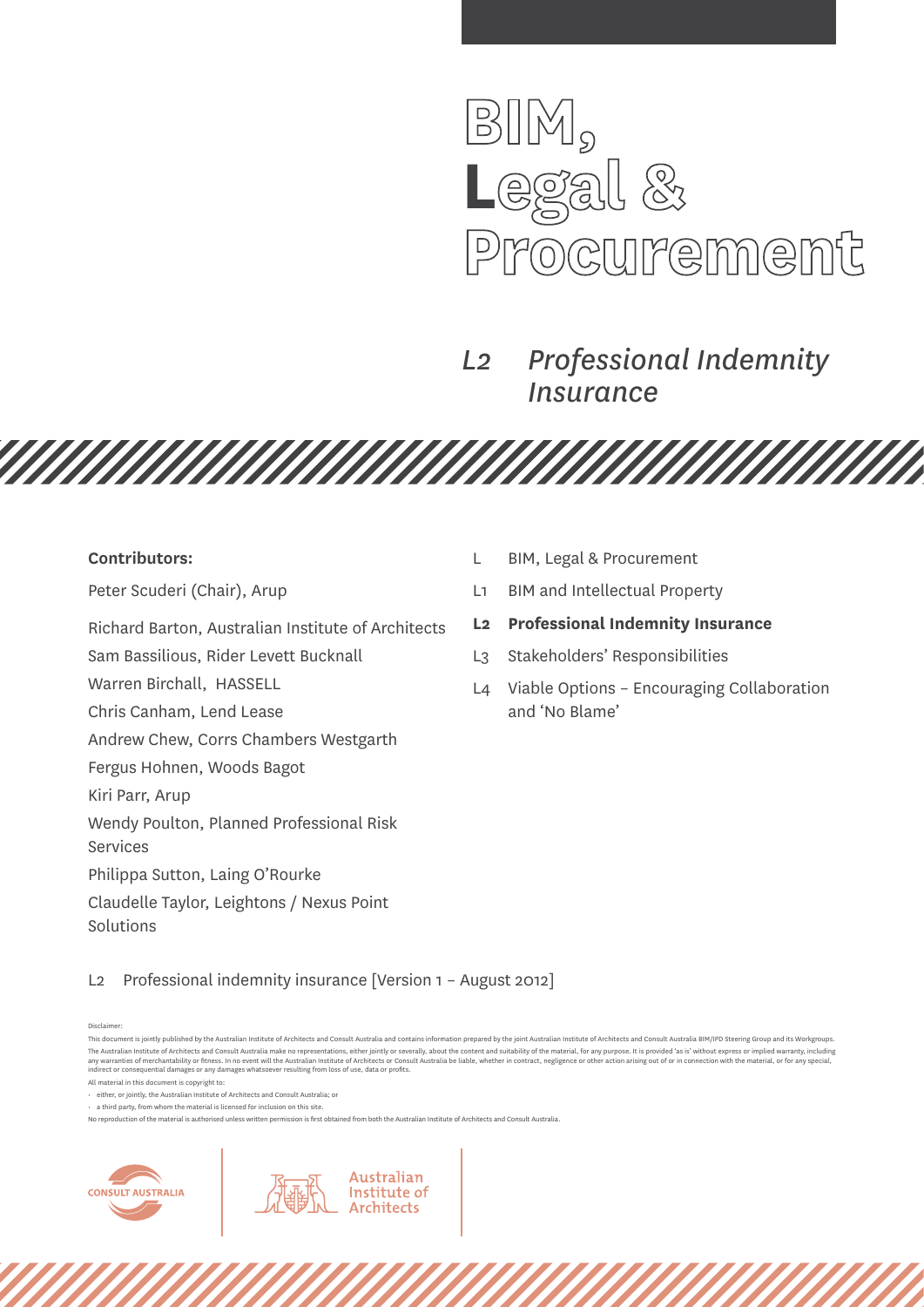# BIM, Legal & Procurement

## L2 Professional Indemnity Insurance

**Contributors:**

Peter Scuderi (Chair), Arup

Richard Barton, Australian Institute of Architects

Sam Bassilious, Rider Levett Bucknall

Warren Birchall, HASSELL

Chris Canham, Lend Lease

Andrew Chew, Corrs Chambers Westgarth

Fergus Hohnen, Woods Bagot

Kiri Parr, Arup

Wendy Poulton, Planned Professional Risk Services

Philippa Sutton, Laing O'Rourke

Claudelle Taylor, Leightons / Nexus Point Solutions

- L BIM, Legal & Procurement
- L1 BIM and Intellectual Property
- **L2 Professional Indemnity Insurance**
- L3 Stakeholders' Responsibilities
- L4 Viable Options – Encouraging Collaboration and 'No Blame'

L2 Professional indemnity insurance [Version 1 – August 2012]

Disclaimer:

This document is jointly published by the Australian Institute of Architects and Consult Australia and contains information prepared by the joint Australian Institute of Architects and Consult Australia BIM/IPD Steering Group and its Workgroups. The Australian Institute of Architects and Consult Australia make no representations, either jointly or severally, about the content and suitability of the material, for any purpose. It is provided 'as is' without express or implied warranty, including any warranties of merchantability or fitness. In no event will the Australian Institute of Architects or Consult Australia be liable, whether in contract, negligence or other action arising out of or in connection with the material, or for any special, indirect or consequential damages or any damages whatsoever resulting from loss of use, data or profits.

All material in this document is copyright to:

- either, or jointly, the Australian Institute of Architects and Consult Australia; or
- a third party, from whom the material is licensed for inclusion on this site.

No reproduction of the material is authorised unless written permission is first obtained from both the Australian Institute of Architects and Consult Australia.

CONSULT AUSTRALIA

Australian Institute of Architects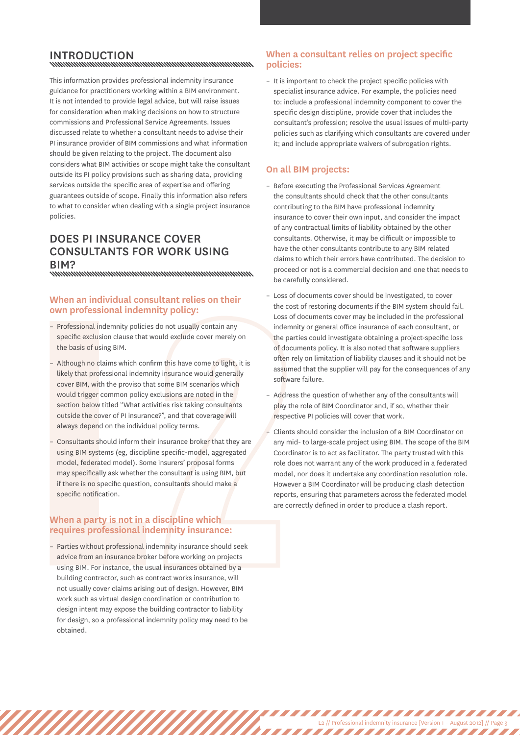## INTRODUCTION

This information provides professional indemnity insurance guidance for practitioners working within a BIM environment. It is not intended to provide legal advice, but will raise issues for consideration when making decisions on how to structure commissions and Professional Service Agreements. Issues discussed relate to whether a consultant needs to advise their PI insurance provider of BIM commissions and what information should be given relating to the project. The document also considers what BIM activities or scope might take the consultant outside its PI policy provisions such as sharing data, providing services outside the specific area of expertise and offering guarantees outside of scope. Finally this information also refers to what to consider when dealing with a single project insurance policies.

## DOES PI INSURANCE COVER CONSULTANTS FOR WORK USING BIM?

### When an individual consultant relies on their own professional indemnity policy:

- Professional indemnity policies do not usually contain any specific exclusion clause that would exclude cover merely on the basis of using BIM.
- Although no claims which confirm this have come to light, it is likely that professional indemnity insurance would generally cover BIM, with the proviso that some BIM scenarios which would trigger common policy exclusions are noted in the section below titled "What activities risk taking consultants outside the cover of PI insurance?", and that coverage will always depend on the individual policy terms.
- Consultants should inform their insurance broker that they are using BIM systems (eg, discipline specific-model, aggregated model, federated model). Some insurers' proposal forms may specifically ask whether the consultant is using BIM, but if there is no specific question, consultants should make a specific notification.

### When a party is not in a discipline which requires professional indemnity insurance:

- Parties without professional indemnity insurance should seek advice from an insurance broker before working on projects using BIM. For instance, the usual insurances obtained by a building contractor, such as contract works insurance, will not usually cover claims arising out of design. However, BIM work such as virtual design coordination or contribution to design intent may expose the building contractor to liability for design, so a professional indemnity policy may need to be obtained.

### When a consultant relies on project specific policies:

- It is important to check the project specific policies with specialist insurance advice. For example, the policies need to: include a professional indemnity component to cover the specific design discipline, provide cover that includes the consultant's profession; resolve the usual issues of multi-party policies such as clarifying which consultants are covered under it; and include appropriate waivers of subrogation rights.

### On all BIM projects:

- Before executing the Professional Services Agreement the consultants should check that the other consultants contributing to the BIM have professional indemnity insurance to cover their own input, and consider the impact of any contractual limits of liability obtained by the other consultants. Otherwise, it may be difficult or impossible to have the other consultants contribute to any BIM related claims to which their errors have contributed. The decision to proceed or not is a commercial decision and one that needs to be carefully considered.
- Loss of documents cover should be investigated, to cover the cost of restoring documents if the BIM system should fail. Loss of documents cover may be included in the professional indemnity or general office insurance of each consultant, or the parties could investigate obtaining a project-specific loss of documents policy. It is also noted that software suppliers often rely on limitation of liability clauses and it should not be assumed that the supplier will pay for the consequences of any software failure.
- Address the question of whether any of the consultants will play the role of BIM Coordinator and, if so, whether their respective PI policies will cover that work.
- Clients should consider the inclusion of a BIM Coordinator on any mid- to large-scale project using BIM. The scope of the BIM Coordinator is to act as facilitator. The party trusted with this role does not warrant any of the work produced in a federated model, nor does it undertake any coordination resolution role. However a BIM Coordinator will be producing clash detection reports, ensuring that parameters across the federated model are correctly defined in order to produce a clash report.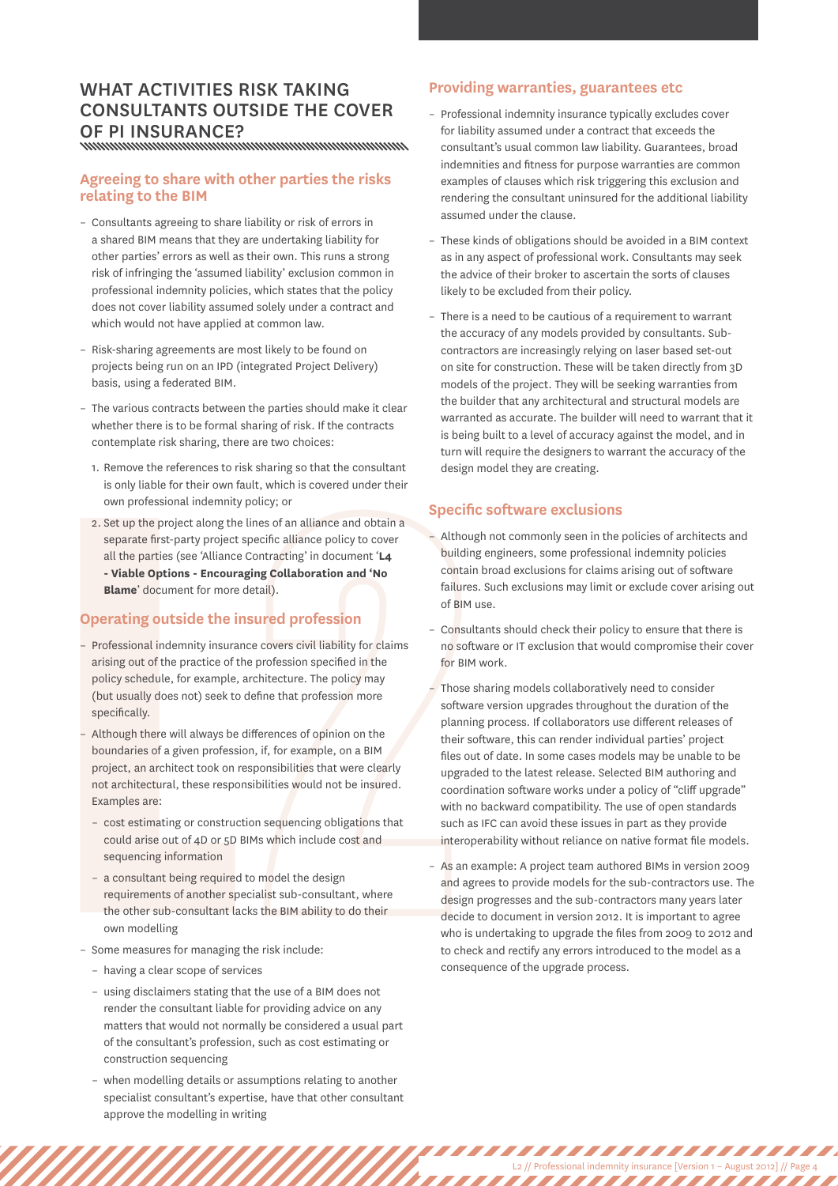## WHAT ACTIVITIES RISK TAKING CONSULTANTS OUTSIDE THE COVER OF PI INSURANCE?

### Agreeing to share with other parties the risks relating to the BIM

- Consultants agreeing to share liability or risk of errors in a shared BIM means that they are undertaking liability for other parties' errors as well as their own. This runs a strong risk of infringing the 'assumed liability' exclusion common in professional indemnity policies, which states that the policy does not cover liability assumed solely under a contract and which would not have applied at common law.
- Risk-sharing agreements are most likely to be found on projects being run on an IPD (integrated Project Delivery) basis, using a federated BIM.
- The various contracts between the parties should make it clear whether there is to be formal sharing of risk. If the contracts contemplate risk sharing, there are two choices:
  1. Remove the references to risk sharing so that the consultant is only liable for their own fault, which is covered under their own professional indemnity policy; or
  2. Set up the project along the lines of an alliance and obtain a separate first-party project specific alliance policy to cover all the parties (see 'Alliance Contracting' in document '**L4 - Viable Options - Encouraging Collaboration and 'No Blame**' document for more detail).

### Operating outside the insured profession

- Professional indemnity insurance covers civil liability for claims arising out of the practice of the profession specified in the policy schedule, for example, architecture. The policy may (but usually does not) seek to define that profession more specifically.
- Although there will always be differences of opinion on the boundaries of a given profession, if, for example, on a BIM project, an architect took on responsibilities that were clearly not architectural, these responsibilities would not be insured. Examples are:
  - cost estimating or construction sequencing obligations that could arise out of 4D or 5D BIMs which include cost and sequencing information
  - a consultant being required to model the design requirements of another specialist sub-consultant, where the other sub-consultant lacks the BIM ability to do their own modelling
- Some measures for managing the risk include:
  - having a clear scope of services
  - using disclaimers stating that the use of a BIM does not render the consultant liable for providing advice on any matters that would not normally be considered a usual part of the consultant's profession, such as cost estimating or construction sequencing
  - when modelling details or assumptions relating to another specialist consultant's expertise, have that other consultant approve the modelling in writing

### Providing warranties, guarantees etc

- Professional indemnity insurance typically excludes cover for liability assumed under a contract that exceeds the consultant's usual common law liability. Guarantees, broad indemnities and fitness for purpose warranties are common examples of clauses which risk triggering this exclusion and rendering the consultant uninsured for the additional liability assumed under the clause.
- These kinds of obligations should be avoided in a BIM context as in any aspect of professional work. Consultants may seek the advice of their broker to ascertain the sorts of clauses likely to be excluded from their policy.
- There is a need to be cautious of a requirement to warrant the accuracy of any models provided by consultants. Sub-contractors are increasingly relying on laser based set-out on site for construction. These will be taken directly from 3D models of the project. They will be seeking warranties from the builder that any architectural and structural models are warranted as accurate. The builder will need to warrant that it is being built to a level of accuracy against the model, and in turn will require the designers to warrant the accuracy of the design model they are creating.

### Specific software exclusions

- Although not commonly seen in the policies of architects and building engineers, some professional indemnity policies contain broad exclusions for claims arising out of software failures. Such exclusions may limit or exclude cover arising out of BIM use.
- Consultants should check their policy to ensure that there is no software or IT exclusion that would compromise their cover for BIM work.
- Those sharing models collaboratively need to consider software version upgrades throughout the duration of the planning process. If collaborators use different releases of their software, this can render individual parties' project files out of date. In some cases models may be unable to be upgraded to the latest release. Selected BIM authoring and coordination software works under a policy of "cliff upgrade" with no backward compatibility. The use of open standards such as IFC can avoid these issues in part as they provide interoperability without reliance on native format file models.
- As an example: A project team authored BIMs in version 2009 and agrees to provide models for the sub-contractors use. The design progresses and the sub-contractors many years later decide to document in version 2012. It is important to agree who is undertaking to upgrade the files from 2009 to 2012 and to check and rectify any errors introduced to the model as a consequence of the upgrade process.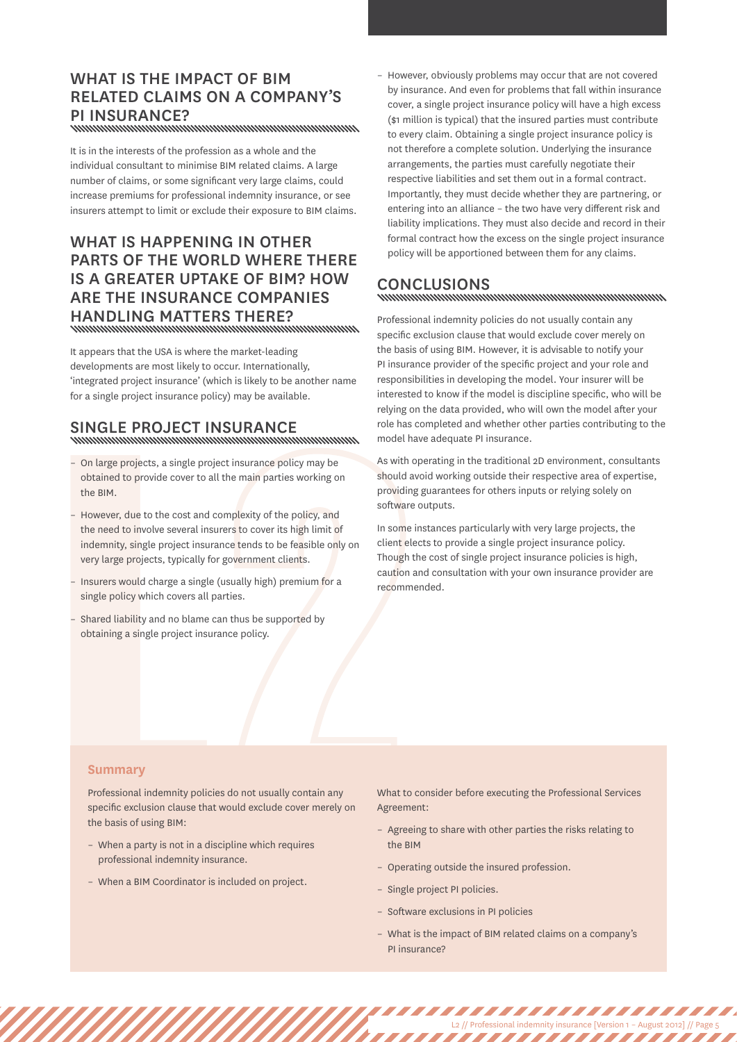## WHAT IS THE IMPACT OF BIM RELATED CLAIMS ON A COMPANY'S PI INSURANCE?

It is in the interests of the profession as a whole and the individual consultant to minimise BIM related claims. A large number of claims, or some significant very large claims, could increase premiums for professional indemnity insurance, or see insurers attempt to limit or exclude their exposure to BIM claims.

## WHAT IS HAPPENING IN OTHER PARTS OF THE WORLD WHERE THERE IS A GREATER UPTAKE OF BIM? HOW ARE THE INSURANCE COMPANIES HANDLING MATTERS THERE?

It appears that the USA is where the market-leading developments are most likely to occur. Internationally, 'integrated project insurance' (which is likely to be another name for a single project insurance policy) may be available.

## SINGLE PROJECT INSURANCE

- On large projects, a single project insurance policy may be obtained to provide cover to all the main parties working on the BIM.
- However, due to the cost and complexity of the policy, and the need to involve several insurers to cover its high limit of indemnity, single project insurance tends to be feasible only on very large projects, typically for government clients.
- Insurers would charge a single (usually high) premium for a single policy which covers all parties.
- Shared liability and no blame can thus be supported by obtaining a single project insurance policy.
- However, obviously problems may occur that are not covered by insurance. And even for problems that fall within insurance cover, a single project insurance policy will have a high excess ($1 million is typical) that the insured parties must contribute to every claim. Obtaining a single project insurance policy is not therefore a complete solution. Underlying the insurance arrangements, the parties must carefully negotiate their respective liabilities and set them out in a formal contract. Importantly, they must decide whether they are partnering, or entering into an alliance – the two have very different risk and liability implications. They must also decide and record in their formal contract how the excess on the single project insurance policy will be apportioned between them for any claims.

## CONCLUSIONS

Professional indemnity policies do not usually contain any specific exclusion clause that would exclude cover merely on the basis of using BIM. However, it is advisable to notify your PI insurance provider of the specific project and your role and responsibilities in developing the model. Your insurer will be interested to know if the model is discipline specific, who will be relying on the data provided, who will own the model after your role has completed and whether other parties contributing to the model have adequate PI insurance.

As with operating in the traditional 2D environment, consultants should avoid working outside their respective area of expertise, providing guarantees for others inputs or relying solely on software outputs.

In some instances particularly with very large projects, the client elects to provide a single project insurance policy. Though the cost of single project insurance policies is high, caution and consultation with your own insurance provider are recommended.

**Summary**

Professional indemnity policies do not usually contain any specific exclusion clause that would exclude cover merely on the basis of using BIM:

- When a party is not in a discipline which requires professional indemnity insurance.
- When a BIM Coordinator is included on project.

What to consider before executing the Professional Services Agreement:

- Agreeing to share with other parties the risks relating to the BIM
- Operating outside the insured profession.
- Single project PI policies.
- Software exclusions in PI policies
- What is the impact of BIM related claims on a company's PI insurance?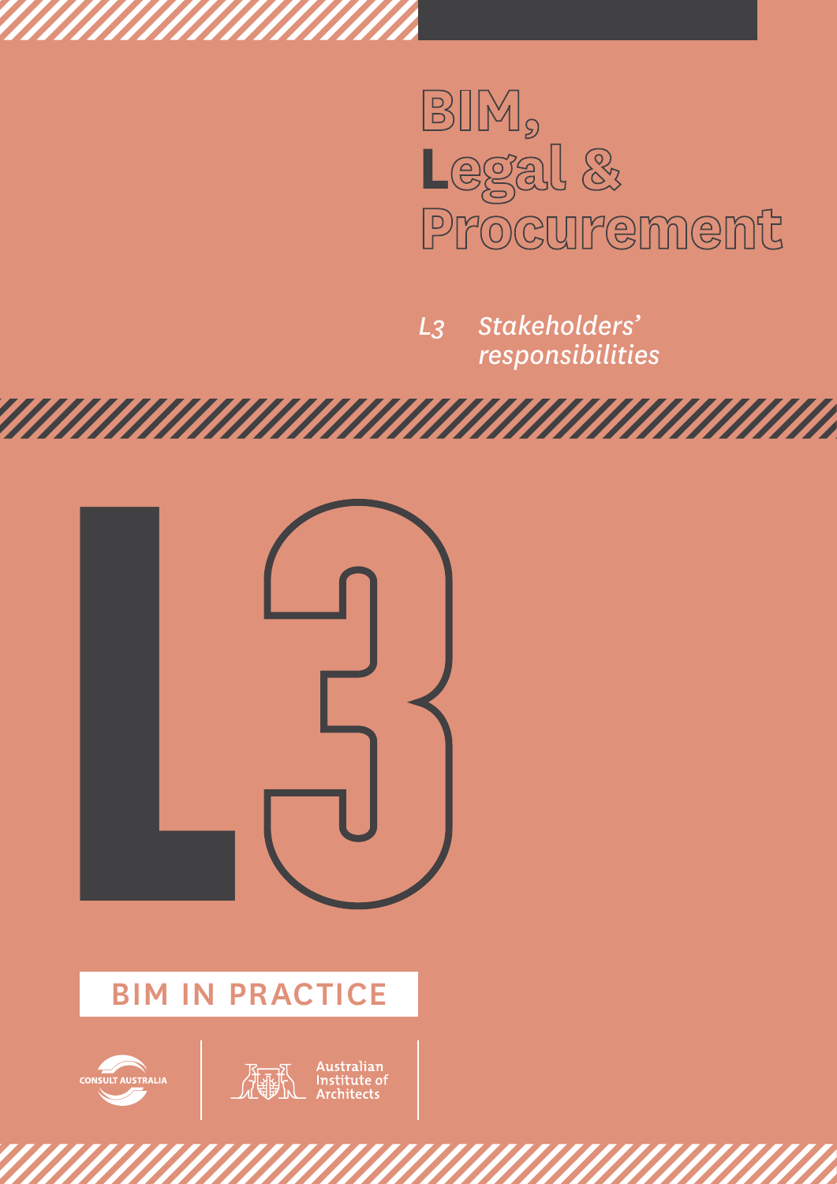# BIM, Legal & Procurement

*L3 Stakeholders' responsibilities*

L3

## BIM IN PRACTICE

CONSULT AUSTRALIA

Australian Institute of Architects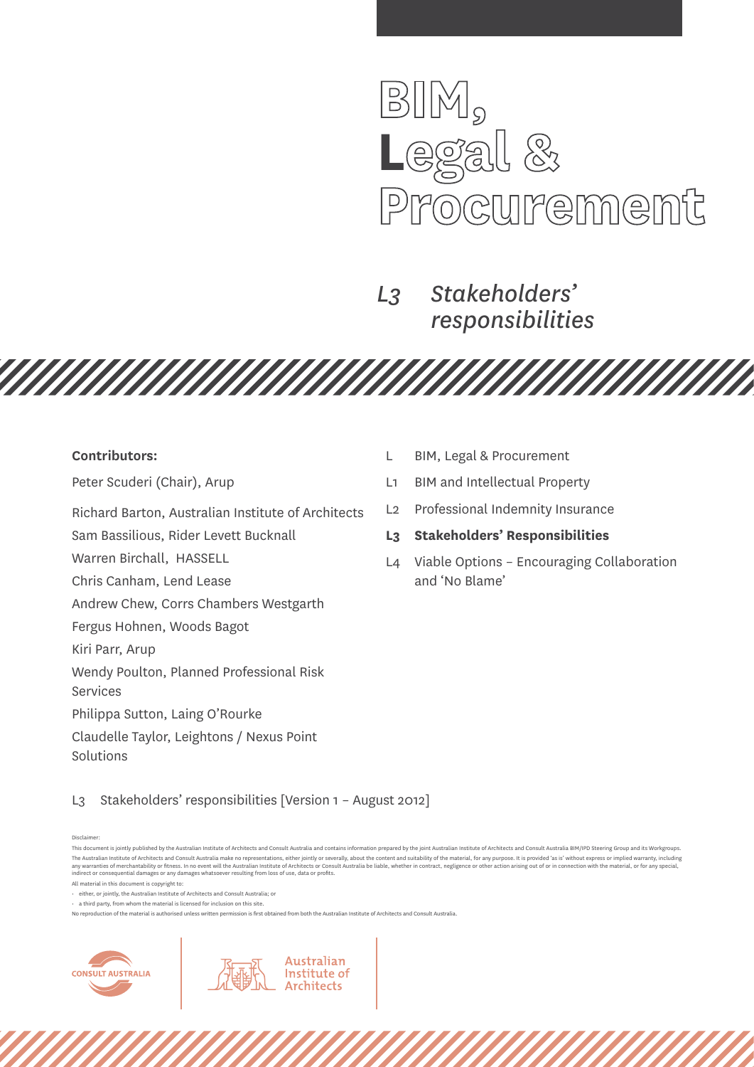# BIM, Legal & Procurement

## L3 Stakeholders' responsibilities

**Contributors:**

Peter Scuderi (Chair), Arup

Richard Barton, Australian Institute of Architects

Sam Bassilious, Rider Levett Bucknall

Warren Birchall, HASSELL

Chris Canham, Lend Lease

Andrew Chew, Corrs Chambers Westgarth

Fergus Hohnen, Woods Bagot

Kiri Parr, Arup

Wendy Poulton, Planned Professional Risk Services

Philippa Sutton, Laing O'Rourke

Claudelle Taylor, Leightons / Nexus Point Solutions

- L BIM, Legal & Procurement
- L1 BIM and Intellectual Property
- L2 Professional Indemnity Insurance
- **L3 Stakeholders' Responsibilities**
- L4 Viable Options – Encouraging Collaboration and 'No Blame'

L3 Stakeholders' responsibilities [Version 1 – August 2012]

Disclaimer:

This document is jointly published by the Australian Institute of Architects and Consult Australia and contains information prepared by the joint Australian Institute of Architects and Consult Australia BIM/IPD Steering Group and its Workgroups. The Australian Institute of Architects and Consult Australia make no representations, either jointly or severally, about the content and suitability of the material, for any purpose. It is provided 'as is' without express or implied warranty, including any warranties of merchantability or fitness. In no event will the Australian Institute of Architects or Consult Australia be liable, whether in contract, negligence or other action arising out of or in connection with the material, or for any special, indirect or consequential damages or any damages whatsoever resulting from loss of use, data or profits.

All material in this document is copyright to:

- either, or jointly, the Australian Institute of Architects and Consult Australia; or
- a third party, from whom the material is licensed for inclusion on this site.

No reproduction of the material is authorised unless written permission is first obtained from both the Australian Institute of Architects and Consult Australia.

CONSULT AUSTRALIA

Australian Institute of Architects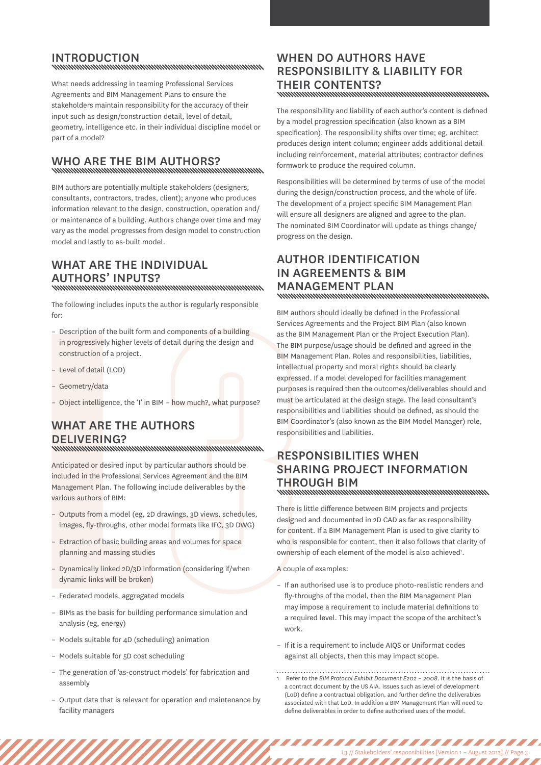## INTRODUCTION

What needs addressing in teaming Professional Services Agreements and BIM Management Plans to ensure the stakeholders maintain responsibility for the accuracy of their input such as design/construction detail, level of detail, geometry, intelligence etc. in their individual discipline model or part of a model?

## WHO ARE THE BIM AUTHORS?

BIM authors are potentially multiple stakeholders (designers, consultants, contractors, trades, client); anyone who produces information relevant to the design, construction, operation and/or maintenance of a building. Authors change over time and may vary as the model progresses from design model to construction model and lastly to as-built model.

## WHAT ARE THE INDIVIDUAL AUTHORS' INPUTS?

The following includes inputs the author is regularly responsible for:

- Description of the built form and components of a building in progressively higher levels of detail during the design and construction of a project.
- Level of detail (LOD)
- Geometry/data
- Object intelligence, the 'I' in BIM – how much?, what purpose?

## WHAT ARE THE AUTHORS DELIVERING?

Anticipated or desired input by particular authors should be included in the Professional Services Agreement and the BIM Management Plan. The following include deliverables by the various authors of BIM:

- Outputs from a model (eg, 2D drawings, 3D views, schedules, images, fly-throughs, other model formats like IFC, 3D DWG)
- Extraction of basic building areas and volumes for space planning and massing studies
- Dynamically linked 2D/3D information (considering if/when dynamic links will be broken)
- Federated models, aggregated models
- BIMs as the basis for building performance simulation and analysis (eg, energy)
- Models suitable for 4D (scheduling) animation
- Models suitable for 5D cost scheduling
- The generation of 'as-construct models' for fabrication and assembly
- Output data that is relevant for operation and maintenance by facility managers

## WHEN DO AUTHORS HAVE RESPONSIBILITY & LIABILITY FOR THEIR CONTENTS?

The responsibility and liability of each author's content is defined by a model progression specification (also known as a BIM specification). The responsibility shifts over time; eg, architect produces design intent column; engineer adds additional detail including reinforcement, material attributes; contractor defines formwork to produce the required column.

Responsibilities will be determined by terms of use of the model during the design/construction process, and the whole of life. The development of a project specific BIM Management Plan will ensure all designers are aligned and agree to the plan. The nominated BIM Coordinator will update as things change/progress on the design.

## AUTHOR IDENTIFICATION IN AGREEMENTS & BIM MANAGEMENT PLAN

BIM authors should ideally be defined in the Professional Services Agreements and the Project BIM Plan (also known as the BIM Management Plan or the Project Execution Plan). The BIM purpose/usage should be defined and agreed in the BIM Management Plan. Roles and responsibilities, liabilities, intellectual property and moral rights should be clearly expressed. If a model developed for facilities management purposes is required then the outcomes/deliverables should and must be articulated at the design stage. The lead consultant's responsibilities and liabilities should be defined, as should the BIM Coordinator's (also known as the BIM Model Manager) role, responsibilities and liabilities.

## RESPONSIBILITIES WHEN SHARING PROJECT INFORMATION THROUGH BIM

There is little difference between BIM projects and projects designed and documented in 2D CAD as far as responsibility for content. If a BIM Management Plan is used to give clarity to who is responsible for content, then it also follows that clarity of ownership of each element of the model is also achieved[1].

A couple of examples:

- If an authorised use is to produce photo-realistic renders and fly-throughs of the model, then the BIM Management Plan may impose a requirement to include material definitions to a required level. This may impact the scope of the architect's work.
- If it is a requirement to include AIQS or Uniformat codes against all objects, then this may impact scope.

---

1 Refer to the *BIM Protocol Exhibit Document E202 – 2008*. It is the basis of a contract document by the US AIA. Issues such as level of development (LoD) define a contractual obligation, and further define the deliverables associated with that LoD. In addition a BIM Management Plan will need to define deliverables in order to define authorised uses of the model.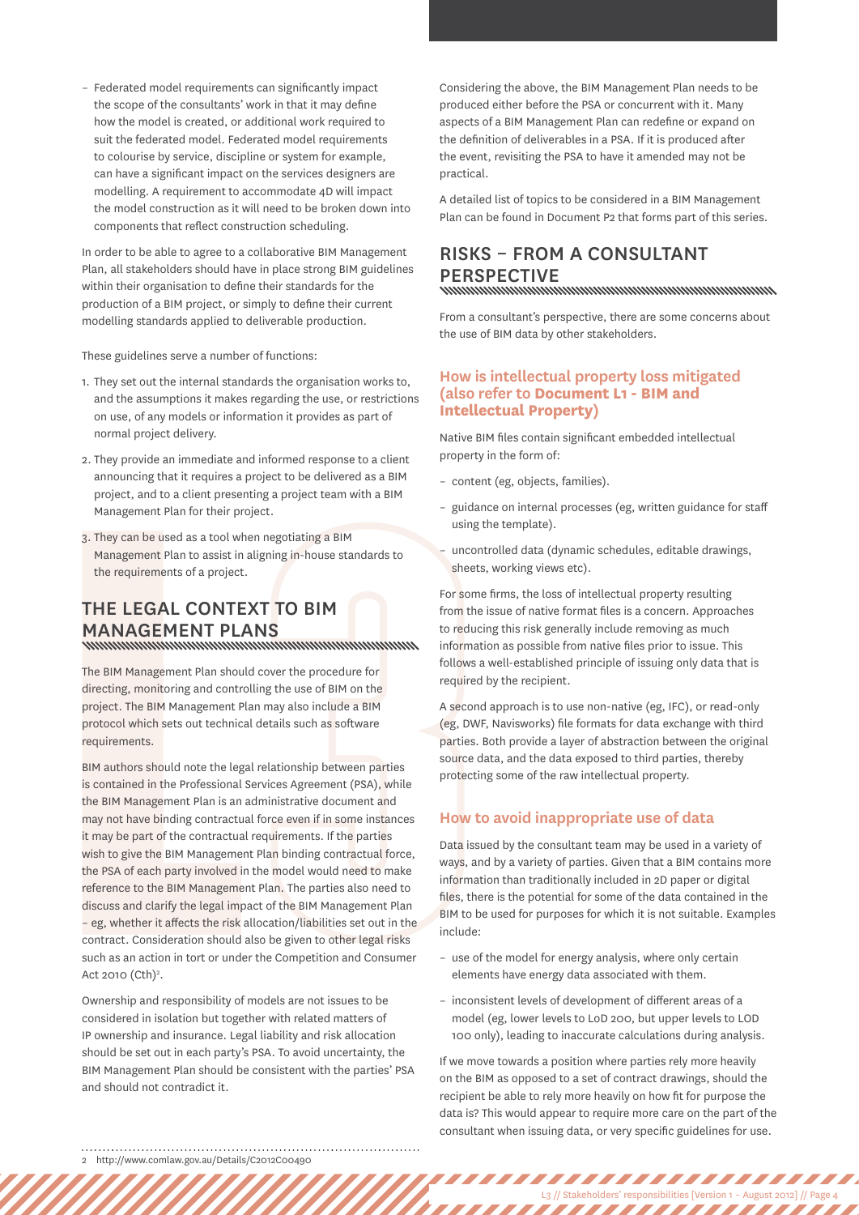– Federated model requirements can significantly impact the scope of the consultants' work in that it may define how the model is created, or additional work required to suit the federated model. Federated model requirements to colourise by service, discipline or system for example, can have a significant impact on the services designers are modelling. A requirement to accommodate 4D will impact the model construction as it will need to be broken down into components that reflect construction scheduling.

In order to be able to agree to a collaborative BIM Management Plan, all stakeholders should have in place strong BIM guidelines within their organisation to define their standards for the production of a BIM project, or simply to define their current modelling standards applied to deliverable production.

These guidelines serve a number of functions:

1. They set out the internal standards the organisation works to, and the assumptions it makes regarding the use, or restrictions on use, of any models or information it provides as part of normal project delivery.
2. They provide an immediate and informed response to a client announcing that it requires a project to be delivered as a BIM project, and to a client presenting a project team with a BIM Management Plan for their project.
3. They can be used as a tool when negotiating a BIM Management Plan to assist in aligning in-house standards to the requirements of a project.

## THE LEGAL CONTEXT TO BIM MANAGEMENT PLANS

The BIM Management Plan should cover the procedure for directing, monitoring and controlling the use of BIM on the project. The BIM Management Plan may also include a BIM protocol which sets out technical details such as software requirements.

BIM authors should note the legal relationship between parties is contained in the Professional Services Agreement (PSA), while the BIM Management Plan is an administrative document and may not have binding contractual force even if in some instances it may be part of the contractual requirements. If the parties wish to give the BIM Management Plan binding contractual force, the PSA of each party involved in the model would need to make reference to the BIM Management Plan. The parties also need to discuss and clarify the legal impact of the BIM Management Plan – eg, whether it affects the risk allocation/liabilities set out in the contract. Consideration should also be given to other legal risks such as an action in tort or under the Competition and Consumer Act 2010 (Cth)[2].

Ownership and responsibility of models are not issues to be considered in isolation but together with related matters of IP ownership and insurance. Legal liability and risk allocation should be set out in each party's PSA. To avoid uncertainty, the BIM Management Plan should be consistent with the parties' PSA and should not contradict it.

Considering the above, the BIM Management Plan needs to be produced either before the PSA or concurrent with it. Many aspects of a BIM Management Plan can redefine or expand on the definition of deliverables in a PSA. If it is produced after the event, revisiting the PSA to have it amended may not be practical.

A detailed list of topics to be considered in a BIM Management Plan can be found in Document P2 that forms part of this series.

## RISKS – FROM A CONSULTANT PERSPECTIVE

From a consultant's perspective, there are some concerns about the use of BIM data by other stakeholders.

### How is intellectual property loss mitigated (also refer to **Document L1 - BIM and Intellectual Property**)

Native BIM files contain significant embedded intellectual property in the form of:

– content (eg, objects, families).

– guidance on internal processes (eg, written guidance for staff using the template).

– uncontrolled data (dynamic schedules, editable drawings, sheets, working views etc).

For some firms, the loss of intellectual property resulting from the issue of native format files is a concern. Approaches to reducing this risk generally include removing as much information as possible from native files prior to issue. This follows a well-established principle of issuing only data that is required by the recipient.

A second approach is to use non-native (eg, IFC), or read-only (eg, DWF, Navisworks) file formats for data exchange with third parties. Both provide a layer of abstraction between the original source data, and the data exposed to third parties, thereby protecting some of the raw intellectual property.

### How to avoid inappropriate use of data

Data issued by the consultant team may be used in a variety of ways, and by a variety of parties. Given that a BIM contains more information than traditionally included in 2D paper or digital files, there is the potential for some of the data contained in the BIM to be used for purposes for which it is not suitable. Examples include:

– use of the model for energy analysis, where only certain elements have energy data associated with them.

– inconsistent levels of development of different areas of a model (eg, lower levels to LoD 200, but upper levels to LOD 100 only), leading to inaccurate calculations during analysis.

If we move towards a position where parties rely more heavily on the BIM as opposed to a set of contract drawings, should the recipient be able to rely more heavily on how fit for purpose the data is? This would appear to require more care on the part of the consultant when issuing data, or very specific guidelines for use.

2 http://www.comlaw.gov.au/Details/C2012C00490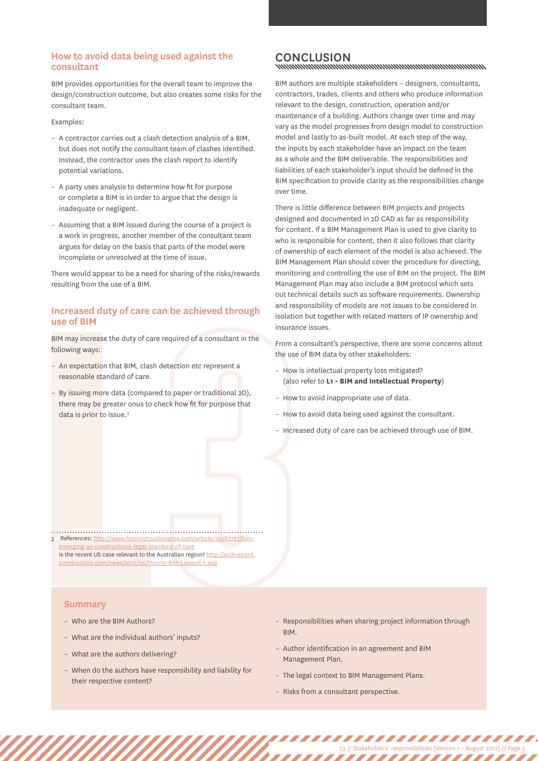## How to avoid data being used against the consultant

BIM provides opportunities for the overall team to improve the design/construction outcome, but also creates some risks for the consultant team.

Examples:

- A contractor carries out a clash detection analysis of a BIM, but does not notify the consultant team of clashes identified. Instead, the contractor uses the clash report to identify potential variations.
- A party uses analysis to determine how fit for purpose or complete a BIM is in order to argue that the design is inadequate or negligent.
- Assuming that a BIM issued during the course of a project is a work in progress, another member of the consultant team argues for delay on the basis that parts of the model were incomplete or unresolved at the time of issue.

There would appear to be a need for sharing of the risks/rewards resulting from the use of a BIM.

## Increased duty of care can be achieved through use of BIM

BIM may increase the duty of care required of a consultant in the following ways:

- An expectation that BIM, clash detection etc represent a reasonable standard of care.
- By issuing more data (compared to paper or traditional 2D), there may be greater onus to check how fit for purpose that data is prior to issue.[3]

3 References: http://www.forconstructionpros.com/article/10283787/bim-emerging-as-constructions-legal-standard-of-care
Is the recent US case relevant to the Australian region? http://archrecord.construction.com/news/2011/05/110519-BIM-Lawsuit-1.asp

# CONCLUSION

BIM authors are multiple stakeholders – designers, consultants, contractors, trades, clients and others who produce information relevant to the design, construction, operation and/or maintenance of a building. Authors change over time and may vary as the model progresses from design model to construction model and lastly to as-built model. At each step of the way, the inputs by each stakeholder have an impact on the team as a whole and the BIM deliverable. The responsibilities and liabilities of each stakeholder's input should be defined in the BIM specification to provide clarity as the responsibilities change over time.

There is little difference between BIM projects and projects designed and documented in 2D CAD as far as responsibility for content. If a BIM Management Plan is used to give clarity to who is responsible for content, then it also follows that clarity of ownership of each element of the model is also achieved. The BIM Management Plan should cover the procedure for directing, monitoring and controlling the use of BIM on the project. The BIM Management Plan may also include a BIM protocol which sets out technical details such as software requirements. Ownership and responsibility of models are not issues to be considered in isolation but together with related matters of IP ownership and insurance issues.

From a consultant's perspective, there are some concerns about the use of BIM data by other stakeholders:

- How is intellectual property loss mitigated? (also refer to **L1 - BIM and Intellectual Property**)
- How to avoid inappropriate use of data.
- How to avoid data being used against the consultant.
- Increased duty of care can be achieved through use of BIM.

## Summary

- Who are the BIM Authors?
- What are the individual authors' inputs?
- What are the authors delivering?
- When do the authors have responsibility and liability for their respective content?
- Responsibilities when sharing project information through BIM.
- Author identification in an agreement and BIM Management Plan.
- The legal context to BIM Management Plans.
- Risks from a consultant perspective.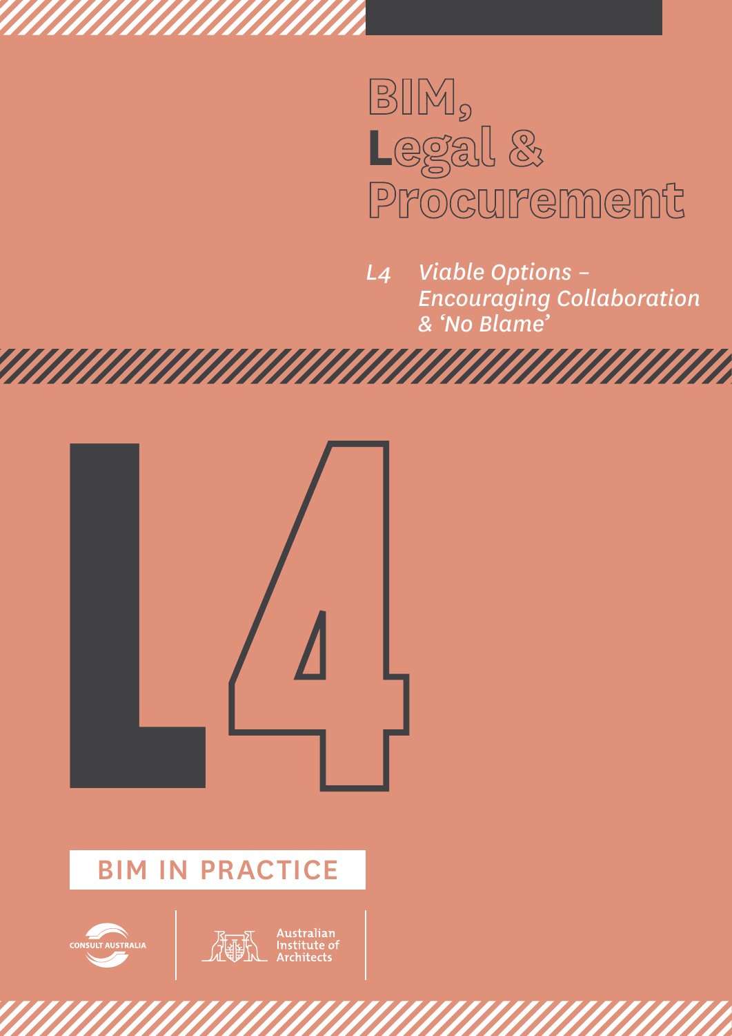# BIM, Legal & Procurement

*L4 Viable Options – Encouraging Collaboration & 'No Blame'*

L4

BIM IN PRACTICE

CONSULT AUSTRALIA

Australian Institute of Architects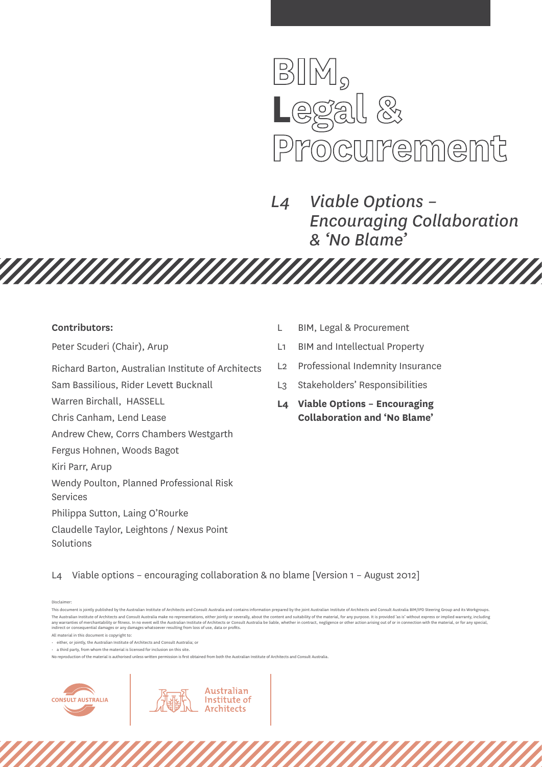# BIM, Legal & Procurement

## L4 Viable Options – Encouraging Collaboration & 'No Blame'

**Contributors:**

Peter Scuderi (Chair), Arup

Richard Barton, Australian Institute of Architects

Sam Bassilious, Rider Levett Bucknall

Warren Birchall, HASSELL

Chris Canham, Lend Lease

Andrew Chew, Corrs Chambers Westgarth

Fergus Hohnen, Woods Bagot

Kiri Parr, Arup

Wendy Poulton, Planned Professional Risk Services

Philippa Sutton, Laing O'Rourke

Claudelle Taylor, Leightons / Nexus Point Solutions

- L BIM, Legal & Procurement
- L1 BIM and Intellectual Property
- L2 Professional Indemnity Insurance
- L3 Stakeholders' Responsibilities
- **L4 Viable Options – Encouraging Collaboration and 'No Blame'**

L4 Viable options – encouraging collaboration & no blame [Version 1 – August 2012]

Disclaimer:

This document is jointly published by the Australian Institute of Architects and Consult Australia and contains information prepared by the joint Australian Institute of Architects and Consult Australia BIM/IPD Steering Group and its Workgroups. The Australian Institute of Architects and Consult Australia make no representations, either jointly or severally, about the content and suitability of the material, for any purpose. It is provided 'as is' without express or implied warranty, including any warranties of merchantability or fitness. In no event will the Australian Institute of Architects or Consult Australia be liable, whether in contract, negligence or other action arising out of or in connection with the material, or for any special, indirect or consequential damages or any damages whatsoever resulting from loss of use, data or profits.

All material in this document is copyright to:

- either, or jointly, the Australian Institute of Architects and Consult Australia; or
- a third party, from whom the material is licensed for inclusion on this site.

No reproduction of the material is authorised unless written permission is first obtained from both the Australian Institute of Architects and Consult Australia.

CONSULT AUSTRALIA

Australian Institute of Architects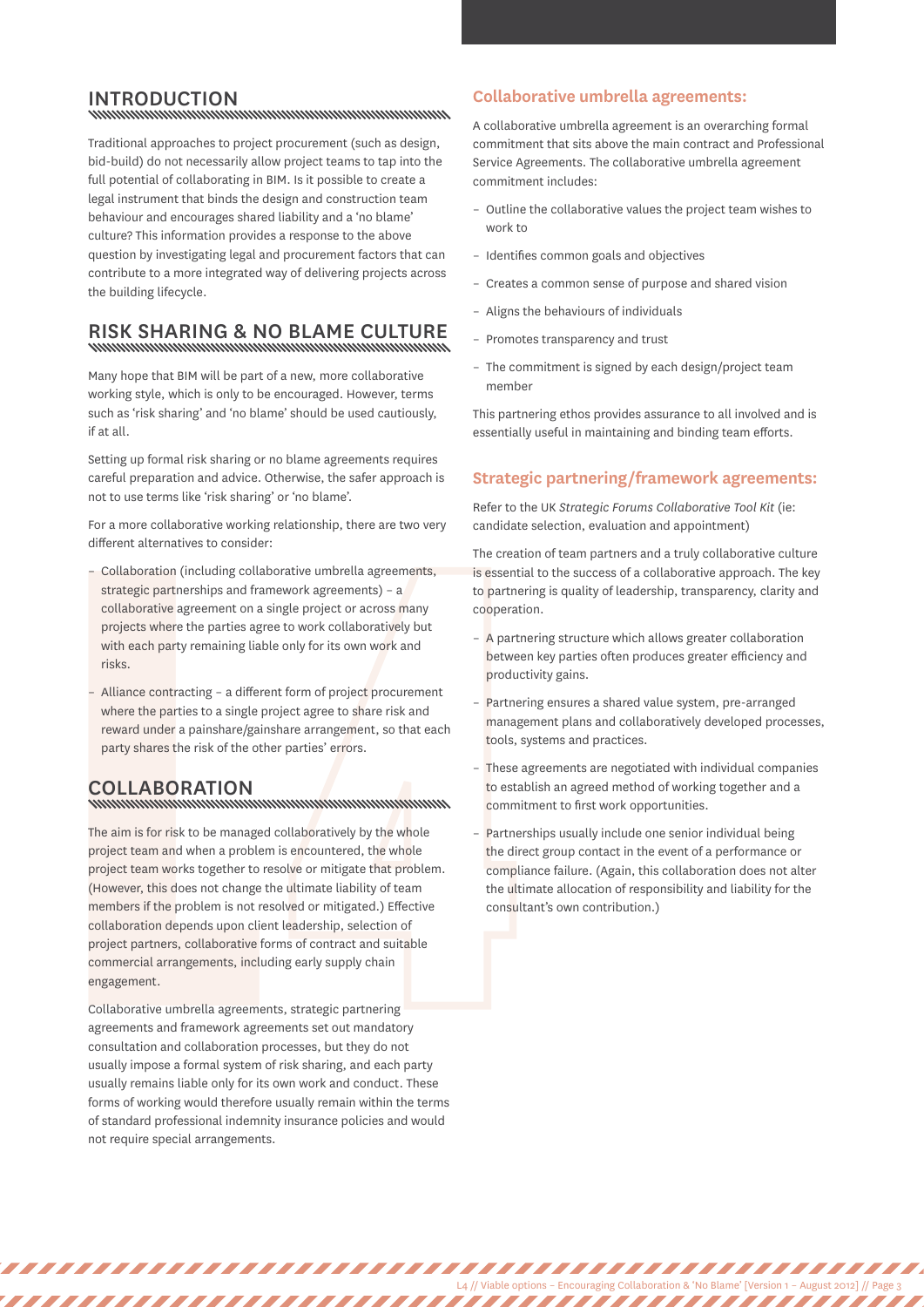## INTRODUCTION

Traditional approaches to project procurement (such as design, bid-build) do not necessarily allow project teams to tap into the full potential of collaborating in BIM. Is it possible to create a legal instrument that binds the design and construction team behaviour and encourages shared liability and a 'no blame' culture? This information provides a response to the above question by investigating legal and procurement factors that can contribute to a more integrated way of delivering projects across the building lifecycle.

## RISK SHARING & NO BLAME CULTURE

Many hope that BIM will be part of a new, more collaborative working style, which is only to be encouraged. However, terms such as 'risk sharing' and 'no blame' should be used cautiously, if at all.

Setting up formal risk sharing or no blame agreements requires careful preparation and advice. Otherwise, the safer approach is not to use terms like 'risk sharing' or 'no blame'.

For a more collaborative working relationship, there are two very different alternatives to consider:

- Collaboration (including collaborative umbrella agreements, strategic partnerships and framework agreements) – a collaborative agreement on a single project or across many projects where the parties agree to work collaboratively but with each party remaining liable only for its own work and risks.
- Alliance contracting – a different form of project procurement where the parties to a single project agree to share risk and reward under a painshare/gainshare arrangement, so that each party shares the risk of the other parties' errors.

## COLLABORATION

The aim is for risk to be managed collaboratively by the whole project team and when a problem is encountered, the whole project team works together to resolve or mitigate that problem. (However, this does not change the ultimate liability of team members if the problem is not resolved or mitigated.) Effective collaboration depends upon client leadership, selection of project partners, collaborative forms of contract and suitable commercial arrangements, including early supply chain engagement.

Collaborative umbrella agreements, strategic partnering agreements and framework agreements set out mandatory consultation and collaboration processes, but they do not usually impose a formal system of risk sharing, and each party usually remains liable only for its own work and conduct. These forms of working would therefore usually remain within the terms of standard professional indemnity insurance policies and would not require special arrangements.

### Collaborative umbrella agreements:

A collaborative umbrella agreement is an overarching formal commitment that sits above the main contract and Professional Service Agreements. The collaborative umbrella agreement commitment includes:

- Outline the collaborative values the project team wishes to work to
- Identifies common goals and objectives
- Creates a common sense of purpose and shared vision
- Aligns the behaviours of individuals
- Promotes transparency and trust
- The commitment is signed by each design/project team member

This partnering ethos provides assurance to all involved and is essentially useful in maintaining and binding team efforts.

### Strategic partnering/framework agreements:

Refer to the UK *Strategic Forums Collaborative Tool Kit* (ie: candidate selection, evaluation and appointment)

The creation of team partners and a truly collaborative culture is essential to the success of a collaborative approach. The key to partnering is quality of leadership, transparency, clarity and cooperation.

- A partnering structure which allows greater collaboration between key parties often produces greater efficiency and productivity gains.
- Partnering ensures a shared value system, pre-arranged management plans and collaboratively developed processes, tools, systems and practices.
- These agreements are negotiated with individual companies to establish an agreed method of working together and a commitment to first work opportunities.
- Partnerships usually include one senior individual being the direct group contact in the event of a performance or compliance failure. (Again, this collaboration does not alter the ultimate allocation of responsibility and liability for the consultant's own contribution.)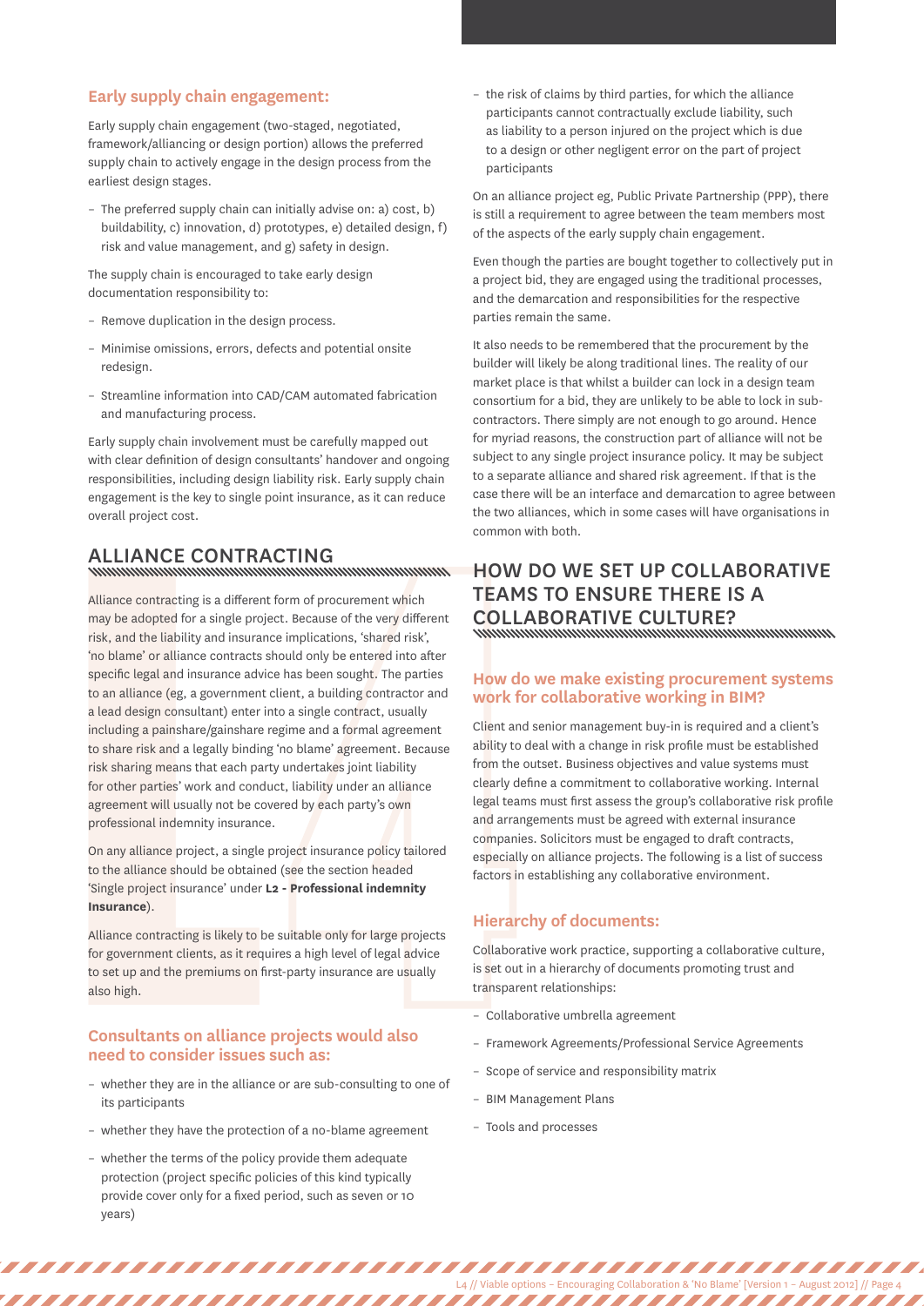### Early supply chain engagement:

Early supply chain engagement (two-staged, negotiated, framework/alliancing or design portion) allows the preferred supply chain to actively engage in the design process from the earliest design stages.

- The preferred supply chain can initially advise on: a) cost, b) buildability, c) innovation, d) prototypes, e) detailed design, f) risk and value management, and g) safety in design.

The supply chain is encouraged to take early design documentation responsibility to:

- Remove duplication in the design process.
- Minimise omissions, errors, defects and potential onsite redesign.
- Streamline information into CAD/CAM automated fabrication and manufacturing process.

Early supply chain involvement must be carefully mapped out with clear definition of design consultants' handover and ongoing responsibilities, including design liability risk. Early supply chain engagement is the key to single point insurance, as it can reduce overall project cost.

## ALLIANCE CONTRACTING

Alliance contracting is a different form of procurement which may be adopted for a single project. Because of the very different risk, and the liability and insurance implications, 'shared risk', 'no blame' or alliance contracts should only be entered into after specific legal and insurance advice has been sought. The parties to an alliance (eg, a government client, a building contractor and a lead design consultant) enter into a single contract, usually including a painshare/gainshare regime and a formal agreement to share risk and a legally binding 'no blame' agreement. Because risk sharing means that each party undertakes joint liability for other parties' work and conduct, liability under an alliance agreement will usually not be covered by each party's own professional indemnity insurance.

On any alliance project, a single project insurance policy tailored to the alliance should be obtained (see the section headed 'Single project insurance' under **L2 - Professional indemnity Insurance**).

Alliance contracting is likely to be suitable only for large projects for government clients, as it requires a high level of legal advice to set up and the premiums on first-party insurance are usually also high.

### Consultants on alliance projects would also need to consider issues such as:

- whether they are in the alliance or are sub-consulting to one of its participants
- whether they have the protection of a no-blame agreement
- whether the terms of the policy provide them adequate protection (project specific policies of this kind typically provide cover only for a fixed period, such as seven or 10 years)
- the risk of claims by third parties, for which the alliance participants cannot contractually exclude liability, such as liability to a person injured on the project which is due to a design or other negligent error on the part of project participants

On an alliance project eg, Public Private Partnership (PPP), there is still a requirement to agree between the team members most of the aspects of the early supply chain engagement.

Even though the parties are bought together to collectively put in a project bid, they are engaged using the traditional processes, and the demarcation and responsibilities for the respective parties remain the same.

It also needs to be remembered that the procurement by the builder will likely be along traditional lines. The reality of our market place is that whilst a builder can lock in a design team consortium for a bid, they are unlikely to be able to lock in sub-contractors. There simply are not enough to go around. Hence for myriad reasons, the construction part of alliance will not be subject to any single project insurance policy. It may be subject to a separate alliance and shared risk agreement. If that is the case there will be an interface and demarcation to agree between the two alliances, which in some cases will have organisations in common with both.

## HOW DO WE SET UP COLLABORATIVE TEAMS TO ENSURE THERE IS A COLLABORATIVE CULTURE?

### How do we make existing procurement systems work for collaborative working in BIM?

Client and senior management buy-in is required and a client's ability to deal with a change in risk profile must be established from the outset. Business objectives and value systems must clearly define a commitment to collaborative working. Internal legal teams must first assess the group's collaborative risk profile and arrangements must be agreed with external insurance companies. Solicitors must be engaged to draft contracts, especially on alliance projects. The following is a list of success factors in establishing any collaborative environment.

### Hierarchy of documents:

Collaborative work practice, supporting a collaborative culture, is set out in a hierarchy of documents promoting trust and transparent relationships:

- Collaborative umbrella agreement
- Framework Agreements/Professional Service Agreements
- Scope of service and responsibility matrix
- BIM Management Plans
- Tools and processes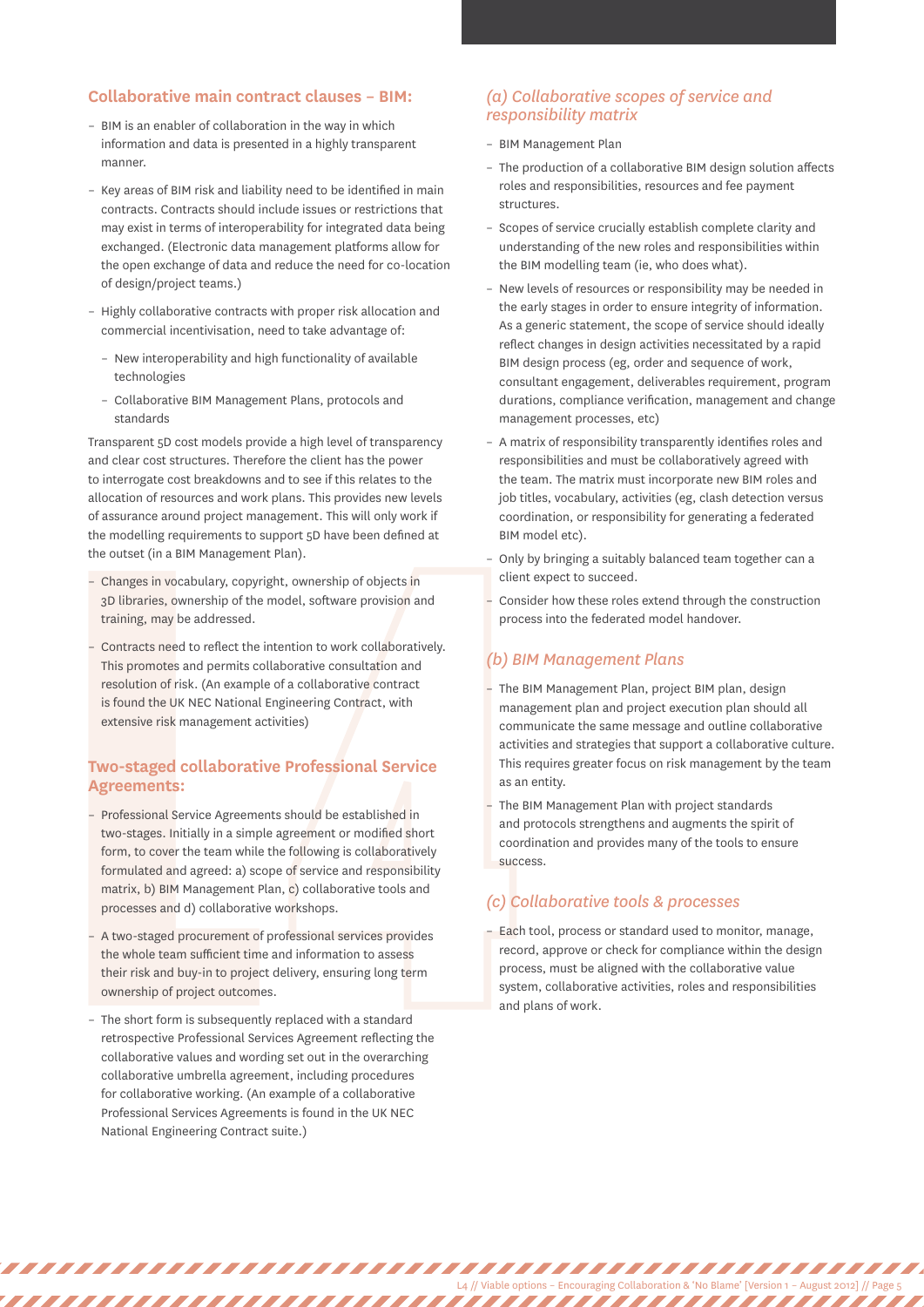## Collaborative main contract clauses – BIM:

- BIM is an enabler of collaboration in the way in which information and data is presented in a highly transparent manner.
- Key areas of BIM risk and liability need to be identified in main contracts. Contracts should include issues or restrictions that may exist in terms of interoperability for integrated data being exchanged. (Electronic data management platforms allow for the open exchange of data and reduce the need for co-location of design/project teams.)
- Highly collaborative contracts with proper risk allocation and commercial incentivisation, need to take advantage of:
  - New interoperability and high functionality of available technologies
  - Collaborative BIM Management Plans, protocols and standards

Transparent 5D cost models provide a high level of transparency and clear cost structures. Therefore the client has the power to interrogate cost breakdowns and to see if this relates to the allocation of resources and work plans. This provides new levels of assurance around project management. This will only work if the modelling requirements to support 5D have been defined at the outset (in a BIM Management Plan).

- Changes in vocabulary, copyright, ownership of objects in 3D libraries, ownership of the model, software provision and training, may be addressed.
- Contracts need to reflect the intention to work collaboratively. This promotes and permits collaborative consultation and resolution of risk. (An example of a collaborative contract is found the UK NEC National Engineering Contract, with extensive risk management activities)

## Two-staged collaborative Professional Service Agreements:

- Professional Service Agreements should be established in two-stages. Initially in a simple agreement or modified short form, to cover the team while the following is collaboratively formulated and agreed: a) scope of service and responsibility matrix, b) BIM Management Plan, c) collaborative tools and processes and d) collaborative workshops.
- A two-staged procurement of professional services provides the whole team sufficient time and information to assess their risk and buy-in to project delivery, ensuring long term ownership of project outcomes.
- The short form is subsequently replaced with a standard retrospective Professional Services Agreement reflecting the collaborative values and wording set out in the overarching collaborative umbrella agreement, including procedures for collaborative working. (An example of a collaborative Professional Services Agreements is found in the UK NEC National Engineering Contract suite.)

### *(a) Collaborative scopes of service and responsibility matrix*

- BIM Management Plan
- The production of a collaborative BIM design solution affects roles and responsibilities, resources and fee payment structures.
- Scopes of service crucially establish complete clarity and understanding of the new roles and responsibilities within the BIM modelling team (ie, who does what).
- New levels of resources or responsibility may be needed in the early stages in order to ensure integrity of information. As a generic statement, the scope of service should ideally reflect changes in design activities necessitated by a rapid BIM design process (eg, order and sequence of work, consultant engagement, deliverables requirement, program durations, compliance verification, management and change management processes, etc)
- A matrix of responsibility transparently identifies roles and responsibilities and must be collaboratively agreed with the team. The matrix must incorporate new BIM roles and job titles, vocabulary, activities (eg, clash detection versus coordination, or responsibility for generating a federated BIM model etc).
- Only by bringing a suitably balanced team together can a client expect to succeed.
- Consider how these roles extend through the construction process into the federated model handover.

### *(b) BIM Management Plans*

- The BIM Management Plan, project BIM plan, design management plan and project execution plan should all communicate the same message and outline collaborative activities and strategies that support a collaborative culture. This requires greater focus on risk management by the team as an entity.
- The BIM Management Plan with project standards and protocols strengthens and augments the spirit of coordination and provides many of the tools to ensure success.

### *(c) Collaborative tools & processes*

- Each tool, process or standard used to monitor, manage, record, approve or check for compliance within the design process, must be aligned with the collaborative value system, collaborative activities, roles and responsibilities and plans of work.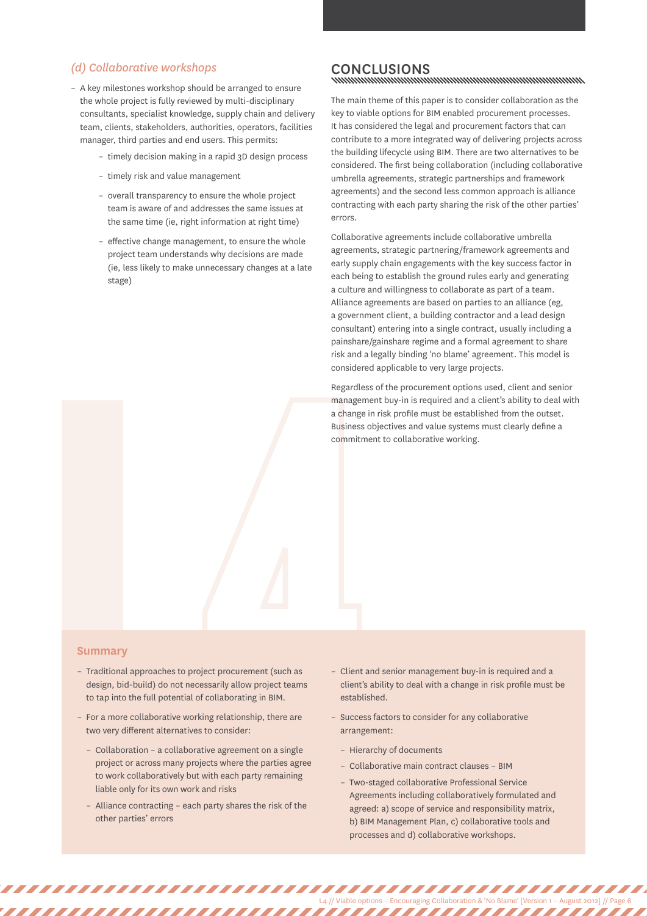### *(d) Collaborative workshops*

- A key milestones workshop should be arranged to ensure the whole project is fully reviewed by multi-disciplinary consultants, specialist knowledge, supply chain and delivery team, clients, stakeholders, authorities, operators, facilities manager, third parties and end users. This permits:
  - timely decision making in a rapid 3D design process
  - timely risk and value management
  - overall transparency to ensure the whole project team is aware of and addresses the same issues at the same time (ie, right information at right time)
  - effective change management, to ensure the whole project team understands why decisions are made (ie, less likely to make unnecessary changes at a late stage)

## CONCLUSIONS

The main theme of this paper is to consider collaboration as the key to viable options for BIM enabled procurement processes. It has considered the legal and procurement factors that can contribute to a more integrated way of delivering projects across the building lifecycle using BIM. There are two alternatives to be considered. The first being collaboration (including collaborative umbrella agreements, strategic partnerships and framework agreements) and the second less common approach is alliance contracting with each party sharing the risk of the other parties' errors.

Collaborative agreements include collaborative umbrella agreements, strategic partnering/framework agreements and early supply chain engagements with the key success factor in each being to establish the ground rules early and generating a culture and willingness to collaborate as part of a team. Alliance agreements are based on parties to an alliance (eg, a government client, a building contractor and a lead design consultant) entering into a single contract, usually including a painshare/gainshare regime and a formal agreement to share risk and a legally binding 'no blame' agreement. This model is considered applicable to very large projects.

Regardless of the procurement options used, client and senior management buy-in is required and a client's ability to deal with a change in risk profile must be established from the outset. Business objectives and value systems must clearly define a commitment to collaborative working.

### Summary

- Traditional approaches to project procurement (such as design, bid-build) do not necessarily allow project teams to tap into the full potential of collaborating in BIM.
- For a more collaborative working relationship, there are two very different alternatives to consider:
  - Collaboration – a collaborative agreement on a single project or across many projects where the parties agree to work collaboratively but with each party remaining liable only for its own work and risks
  - Alliance contracting – each party shares the risk of the other parties' errors
- Client and senior management buy-in is required and a client's ability to deal with a change in risk profile must be established.
- Success factors to consider for any collaborative arrangement:
  - Hierarchy of documents
  - Collaborative main contract clauses – BIM
  - Two-staged collaborative Professional Service Agreements including collaboratively formulated and agreed: a) scope of service and responsibility matrix, b) BIM Management Plan, c) collaborative tools and processes and d) collaborative workshops.